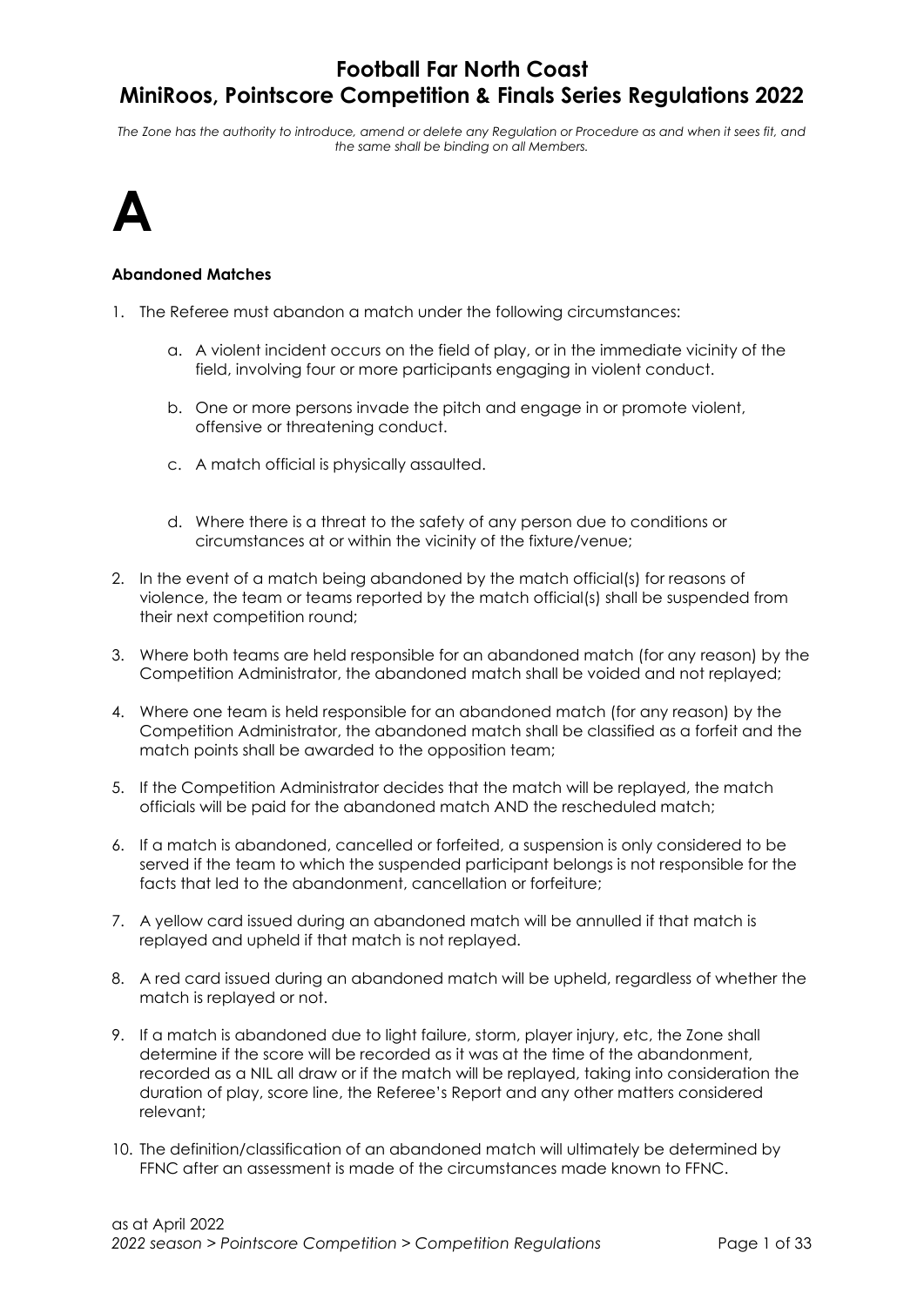# Football Far North Coast
# MiniRoos, Pointscore Competition & Finals Series Regulations 2022

*The Zone has the authority to introduce, amend or delete any Regulation or Procedure as and when it sees fit, and the same shall be binding on all Members.*

# A

### Abandoned Matches

1. The Referee must abandon a match under the following circumstances:

    a. A violent incident occurs on the field of play, or in the immediate vicinity of the field, involving four or more participants engaging in violent conduct.

    b. One or more persons invade the pitch and engage in or promote violent, offensive or threatening conduct.

    c. A match official is physically assaulted.

    d. Where there is a threat to the safety of any person due to conditions or circumstances at or within the vicinity of the fixture/venue;

2. In the event of a match being abandoned by the match official(s) for reasons of violence, the team or teams reported by the match official(s) shall be suspended from their next competition round;

3. Where both teams are held responsible for an abandoned match (for any reason) by the Competition Administrator, the abandoned match shall be voided and not replayed;

4. Where one team is held responsible for an abandoned match (for any reason) by the Competition Administrator, the abandoned match shall be classified as a forfeit and the match points shall be awarded to the opposition team;

5. If the Competition Administrator decides that the match will be replayed, the match officials will be paid for the abandoned match AND the rescheduled match;

6. If a match is abandoned, cancelled or forfeited, a suspension is only considered to be served if the team to which the suspended participant belongs is not responsible for the facts that led to the abandonment, cancellation or forfeiture;

7. A yellow card issued during an abandoned match will be annulled if that match is replayed and upheld if that match is not replayed.

8. A red card issued during an abandoned match will be upheld, regardless of whether the match is replayed or not.

9. If a match is abandoned due to light failure, storm, player injury, etc, the Zone shall determine if the score will be recorded as it was at the time of the abandonment, recorded as a NIL all draw or if the match will be replayed, taking into consideration the duration of play, score line, the Referee's Report and any other matters considered relevant;

10. The definition/classification of an abandoned match will ultimately be determined by FFNC after an assessment is made of the circumstances made known to FFNC.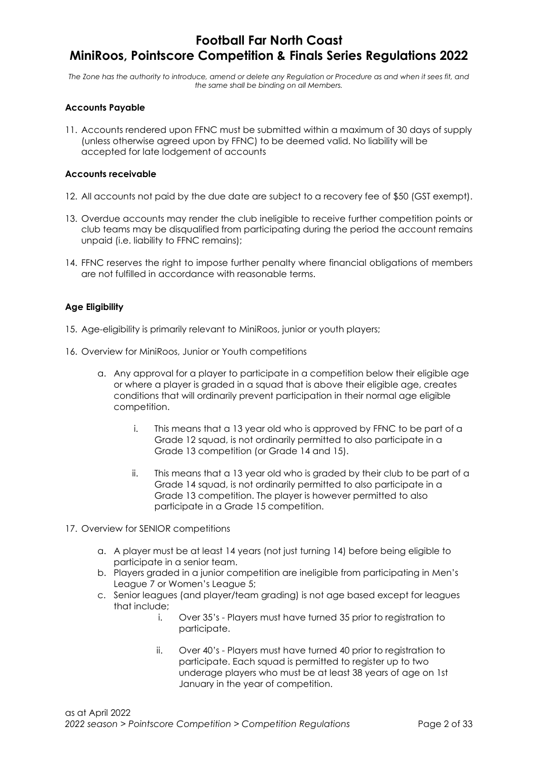# Football Far North Coast
# MiniRoos, Pointscore Competition & Finals Series Regulations 2022

*The Zone has the authority to introduce, amend or delete any Regulation or Procedure as and when it sees fit, and the same shall be binding on all Members.*

### Accounts Payable

11. Accounts rendered upon FFNC must be submitted within a maximum of 30 days of supply (unless otherwise agreed upon by FFNC) to be deemed valid. No liability will be accepted for late lodgement of accounts

### Accounts receivable

12. All accounts not paid by the due date are subject to a recovery fee of $50 (GST exempt).

13. Overdue accounts may render the club ineligible to receive further competition points or club teams may be disqualified from participating during the period the account remains unpaid (i.e. liability to FFNC remains);

14. FFNC reserves the right to impose further penalty where financial obligations of members are not fulfilled in accordance with reasonable terms.

### Age Eligibility

15. Age-eligibility is primarily relevant to MiniRoos, junior or youth players;

16. Overview for MiniRoos, Junior or Youth competitions

    a. Any approval for a player to participate in a competition below their eligible age or where a player is graded in a squad that is above their eligible age, creates conditions that will ordinarily prevent participation in their normal age eligible competition.

        i. This means that a 13 year old who is approved by FFNC to be part of a Grade 12 squad, is not ordinarily permitted to also participate in a Grade 13 competition (or Grade 14 and 15).

        ii. This means that a 13 year old who is graded by their club to be part of a Grade 14 squad, is not ordinarily permitted to also participate in a Grade 13 competition. The player is however permitted to also participate in a Grade 15 competition.

17. Overview for SENIOR competitions

    a. A player must be at least 14 years (not just turning 14) before being eligible to participate in a senior team.
    b. Players graded in a junior competition are ineligible from participating in Men's League 7 or Women's League 5;
    c. Senior leagues (and player/team grading) is not age based except for leagues that include;

        i. Over 35's - Players must have turned 35 prior to registration to participate.

        ii. Over 40's - Players must have turned 40 prior to registration to participate. Each squad is permitted to register up to two underage players who must be at least 38 years of age on 1st January in the year of competition.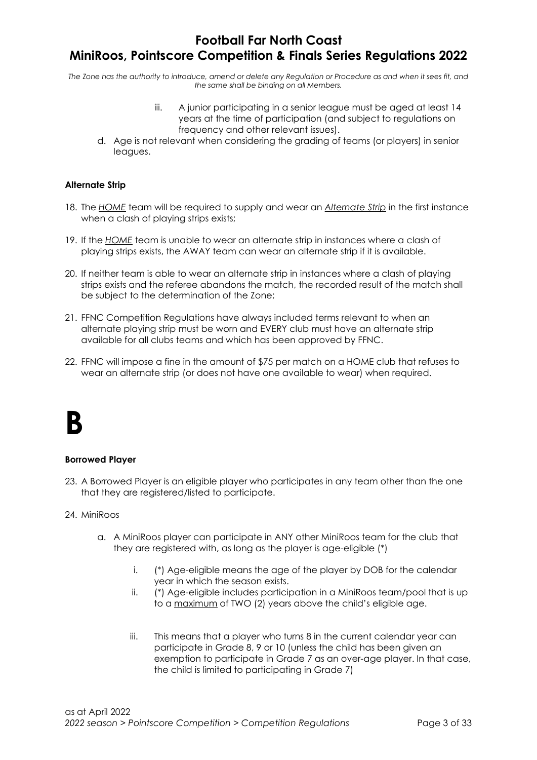iii. A junior participating in a senior league must be aged at least 14 years at the time of participation (and subject to regulations on frequency and other relevant issues).

d. Age is not relevant when considering the grading of teams (or players) in senior leagues.

**Alternate Strip**

18. The *HOME* team will be required to supply and wear an *Alternate Strip* in the first instance when a clash of playing strips exists;

19. If the *HOME* team is unable to wear an alternate strip in instances where a clash of playing strips exists, the AWAY team can wear an alternate strip if it is available.

20. If neither team is able to wear an alternate strip in instances where a clash of playing strips exists and the referee abandons the match, the recorded result of the match shall be subject to the determination of the Zone;

21. FFNC Competition Regulations have always included terms relevant to when an alternate playing strip must be worn and EVERY club must have an alternate strip available for all clubs teams and which has been approved by FFNC.

22. FFNC will impose a fine in the amount of $75 per match on a HOME club that refuses to wear an alternate strip (or does not have one available to wear) when required.

# B

**Borrowed Player**

23. A Borrowed Player is an eligible player who participates in any team other than the one that they are registered/listed to participate.

24. MiniRoos

    a. A MiniRoos player can participate in ANY other MiniRoos team for the club that they are registered with, as long as the player is age-eligible (*)

        i. (*) Age-eligible means the age of the player by DOB for the calendar year in which the season exists.

        ii. (*) Age-eligible includes participation in a MiniRoos team/pool that is up to a maximum of TWO (2) years above the child's eligible age.

        iii. This means that a player who turns 8 in the current calendar year can participate in Grade 8, 9 or 10 (unless the child has been given an exemption to participate in Grade 7 as an over-age player. In that case, the child is limited to participating in Grade 7)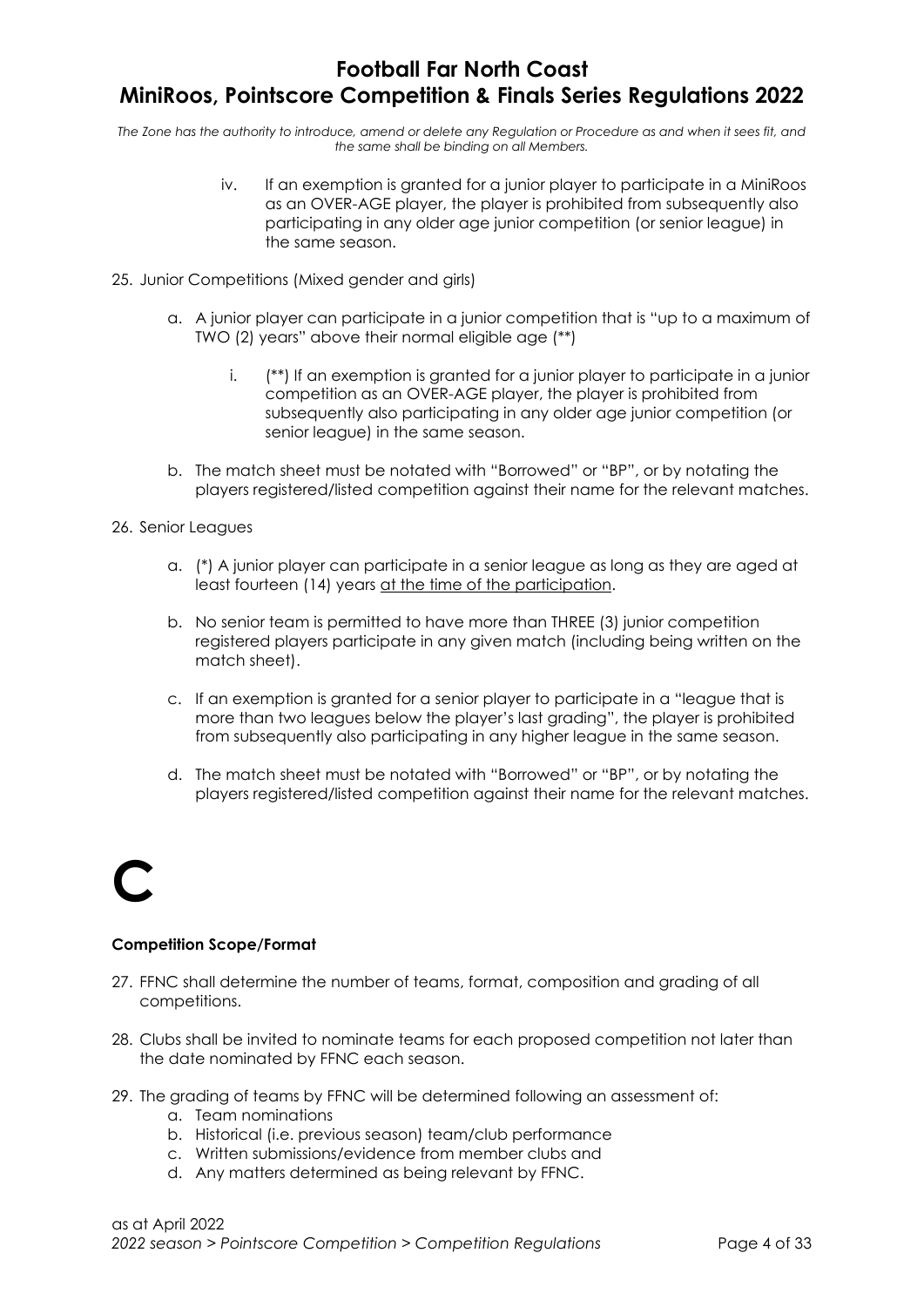*The Zone has the authority to introduce, amend or delete any Regulation or Procedure as and when it sees fit, and the same shall be binding on all Members.*

iv. If an exemption is granted for a junior player to participate in a MiniRoos as an OVER-AGE player, the player is prohibited from subsequently also participating in any older age junior competition (or senior league) in the same season.

25. Junior Competitions (Mixed gender and girls)

    a. A junior player can participate in a junior competition that is "up to a maximum of TWO (2) years" above their normal eligible age (**)

       i. (**) If an exemption is granted for a junior player to participate in a junior competition as an OVER-AGE player, the player is prohibited from subsequently also participating in any older age junior competition (or senior league) in the same season.

    b. The match sheet must be notated with "Borrowed" or "BP", or by notating the players registered/listed competition against their name for the relevant matches.

26. Senior Leagues

    a. (*) A junior player can participate in a senior league as long as they are aged at least fourteen (14) years <u>at the time of the participation</u>.

    b. No senior team is permitted to have more than THREE (3) junior competition registered players participate in any given match (including being written on the match sheet).

    c. If an exemption is granted for a senior player to participate in a "league that is more than two leagues below the player's last grading", the player is prohibited from subsequently also participating in any higher league in the same season.

    d. The match sheet must be notated with "Borrowed" or "BP", or by notating the players registered/listed competition against their name for the relevant matches.

# C

**Competition Scope/Format**

27. FFNC shall determine the number of teams, format, composition and grading of all competitions.

28. Clubs shall be invited to nominate teams for each proposed competition not later than the date nominated by FFNC each season.

29. The grading of teams by FFNC will be determined following an assessment of:
    a. Team nominations
    b. Historical (i.e. previous season) team/club performance
    c. Written submissions/evidence from member clubs and
    d. Any matters determined as being relevant by FFNC.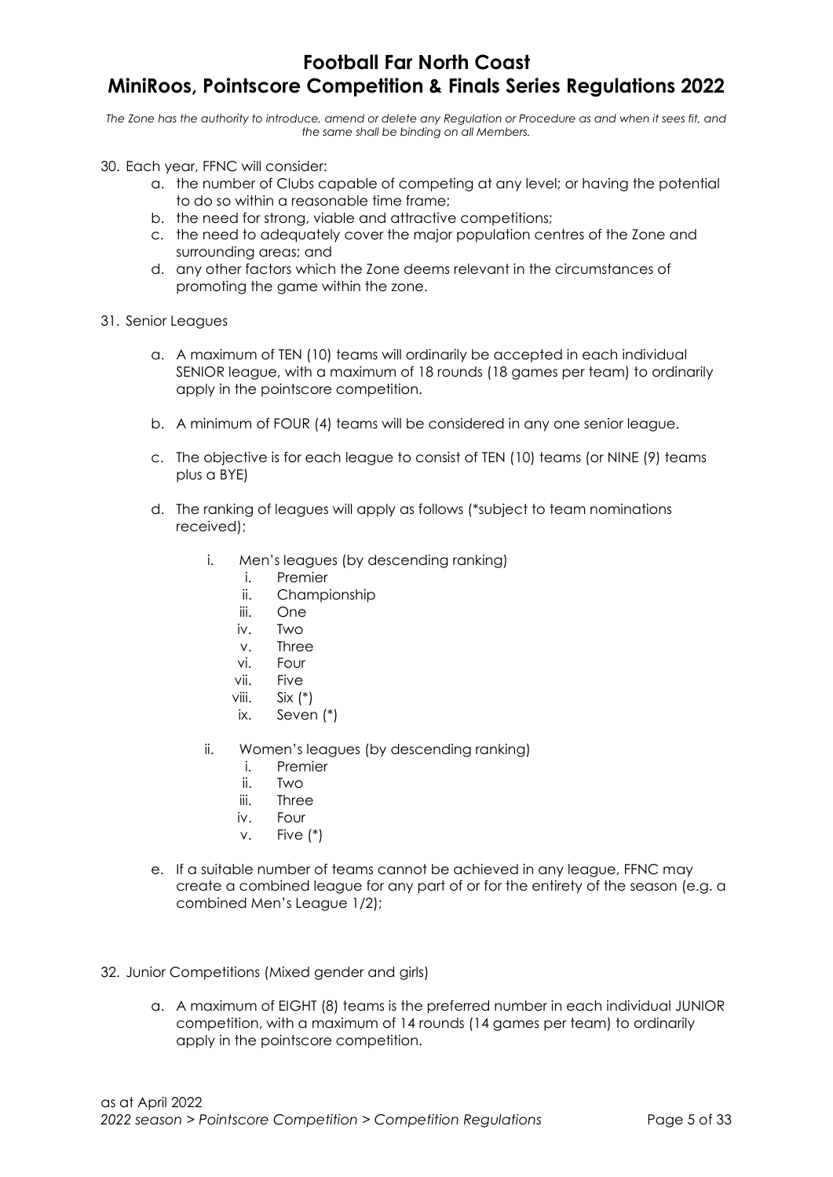30. Each year, FFNC will consider:
    a. the number of Clubs capable of competing at any level; or having the potential to do so within a reasonable time frame;
    b. the need for strong, viable and attractive competitions;
    c. the need to adequately cover the major population centres of the Zone and surrounding areas; and
    d. any other factors which the Zone deems relevant in the circumstances of promoting the game within the zone.

31. Senior Leagues

    a. A maximum of TEN (10) teams will ordinarily be accepted in each individual SENIOR league, with a maximum of 18 rounds (18 games per team) to ordinarily apply in the pointscore competition.

    b. A minimum of FOUR (4) teams will be considered in any one senior league.

    c. The objective is for each league to consist of TEN (10) teams (or NINE (9) teams plus a BYE)

    d. The ranking of leagues will apply as follows (*subject to team nominations received);

        i. Men's leagues (by descending ranking)
            i. Premier
            ii. Championship
            iii. One
            iv. Two
            v. Three
            vi. Four
            vii. Five
            viii. Six (*)
            ix. Seven (*)

        ii. Women's leagues (by descending ranking)
            i. Premier
            ii. Two
            iii. Three
            iv. Four
            v. Five (*)

    e. If a suitable number of teams cannot be achieved in any league, FFNC may create a combined league for any part of or for the entirety of the season (e.g. a combined Men's League 1/2);

32. Junior Competitions (Mixed gender and girls)

    a. A maximum of EIGHT (8) teams is the preferred number in each individual JUNIOR competition, with a maximum of 14 rounds (14 games per team) to ordinarily apply in the pointscore competition.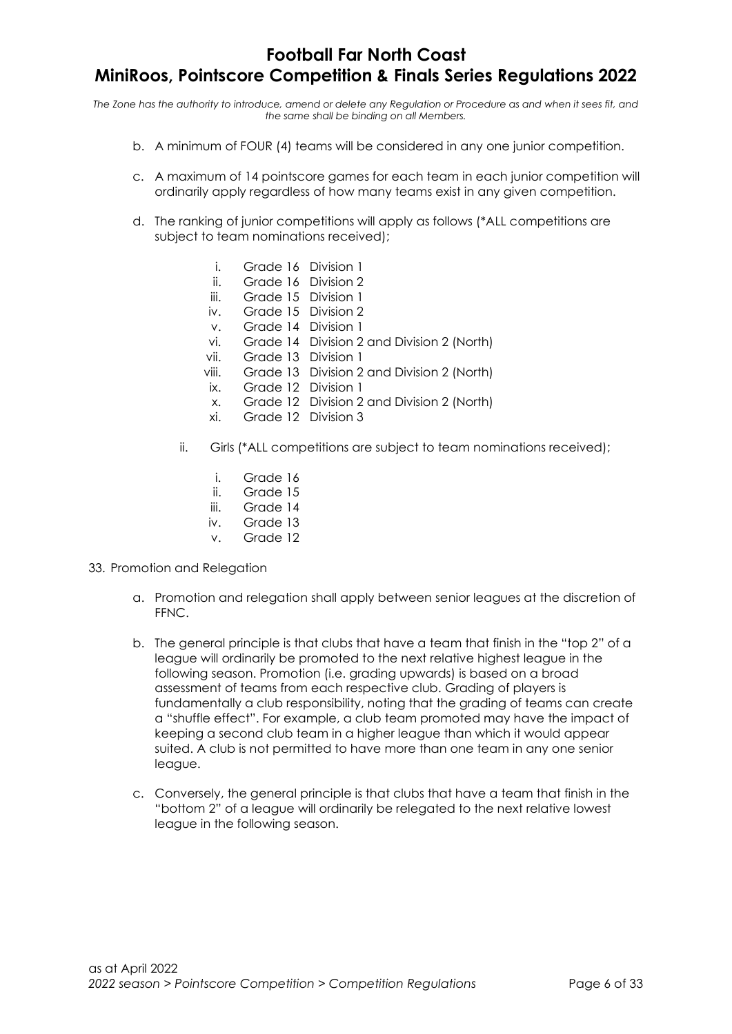b. A minimum of FOUR (4) teams will be considered in any one junior competition.

c. A maximum of 14 pointscore games for each team in each junior competition will ordinarily apply regardless of how many teams exist in any given competition.

d. The ranking of junior competitions will apply as follows (*ALL competitions are subject to team nominations received);

   i. Grade 16 Division 1
   ii. Grade 16 Division 2
   iii. Grade 15 Division 1
   iv. Grade 15 Division 2
   v. Grade 14 Division 1
   vi. Grade 14 Division 2 and Division 2 (North)
   vii. Grade 13 Division 1
   viii. Grade 13 Division 2 and Division 2 (North)
   ix. Grade 12 Division 1
   x. Grade 12 Division 2 and Division 2 (North)
   xi. Grade 12 Division 3

ii. Girls (*ALL competitions are subject to team nominations received);

   i. Grade 16
   ii. Grade 15
   iii. Grade 14
   iv. Grade 13
   v. Grade 12

33. Promotion and Relegation

a. Promotion and relegation shall apply between senior leagues at the discretion of FFNC.

b. The general principle is that clubs that have a team that finish in the "top 2" of a league will ordinarily be promoted to the next relative highest league in the following season. Promotion (i.e. grading upwards) is based on a broad assessment of teams from each respective club. Grading of players is fundamentally a club responsibility, noting that the grading of teams can create a "shuffle effect". For example, a club team promoted may have the impact of keeping a second club team in a higher league than which it would appear suited. A club is not permitted to have more than one team in any one senior league.

c. Conversely, the general principle is that clubs that have a team that finish in the "bottom 2" of a league will ordinarily be relegated to the next relative lowest league in the following season.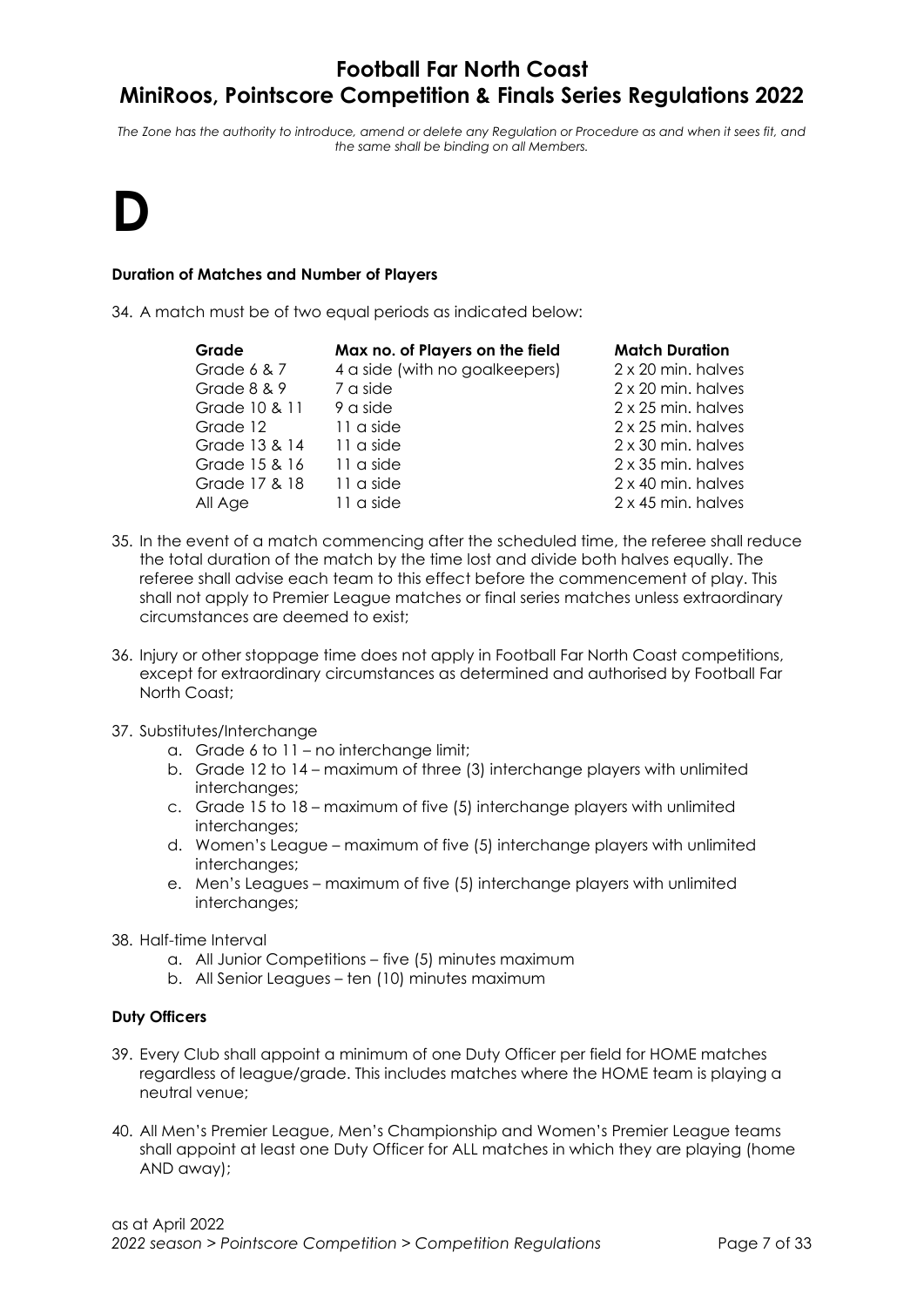# D

### Duration of Matches and Number of Players

34. A match must be of two equal periods as indicated below:

| Grade | Max no. of Players on the field | Match Duration |
|---|---|---|
| Grade 6 & 7 | 4 a side (with no goalkeepers) | 2 x 20 min. halves |
| Grade 8 & 9 | 7 a side | 2 x 20 min. halves |
| Grade 10 & 11 | 9 a side | 2 x 25 min. halves |
| Grade 12 | 11 a side | 2 x 25 min. halves |
| Grade 13 & 14 | 11 a side | 2 x 30 min. halves |
| Grade 15 & 16 | 11 a side | 2 x 35 min. halves |
| Grade 17 & 18 | 11 a side | 2 x 40 min. halves |
| All Age | 11 a side | 2 x 45 min. halves |

35. In the event of a match commencing after the scheduled time, the referee shall reduce the total duration of the match by the time lost and divide both halves equally. The referee shall advise each team to this effect before the commencement of play. This shall not apply to Premier League matches or final series matches unless extraordinary circumstances are deemed to exist;

36. Injury or other stoppage time does not apply in Football Far North Coast competitions, except for extraordinary circumstances as determined and authorised by Football Far North Coast;

37. Substitutes/Interchange
    a. Grade 6 to 11 – no interchange limit;
    b. Grade 12 to 14 – maximum of three (3) interchange players with unlimited interchanges;
    c. Grade 15 to 18 – maximum of five (5) interchange players with unlimited interchanges;
    d. Women's League – maximum of five (5) interchange players with unlimited interchanges;
    e. Men's Leagues – maximum of five (5) interchange players with unlimited interchanges;

38. Half-time Interval
    a. All Junior Competitions – five (5) minutes maximum
    b. All Senior Leagues – ten (10) minutes maximum

### Duty Officers

39. Every Club shall appoint a minimum of one Duty Officer per field for HOME matches regardless of league/grade. This includes matches where the HOME team is playing a neutral venue;

40. All Men's Premier League, Men's Championship and Women's Premier League teams shall appoint at least one Duty Officer for ALL matches in which they are playing (home AND away);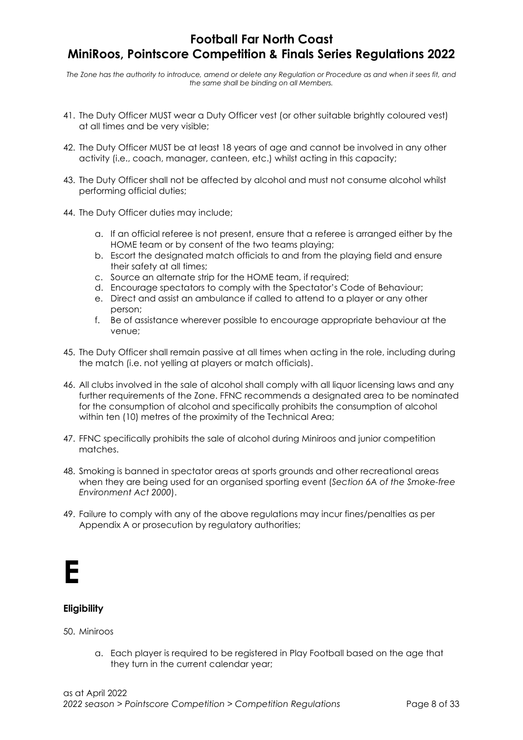41. The Duty Officer MUST wear a Duty Officer vest (or other suitable brightly coloured vest) at all times and be very visible;

42. The Duty Officer MUST be at least 18 years of age and cannot be involved in any other activity (i.e., coach, manager, canteen, etc.) whilst acting in this capacity;

43. The Duty Officer shall not be affected by alcohol and must not consume alcohol whilst performing official duties;

44. The Duty Officer duties may include;

    a. If an official referee is not present, ensure that a referee is arranged either by the HOME team or by consent of the two teams playing;
    b. Escort the designated match officials to and from the playing field and ensure their safety at all times;
    c. Source an alternate strip for the HOME team, if required;
    d. Encourage spectators to comply with the Spectator's Code of Behaviour;
    e. Direct and assist an ambulance if called to attend to a player or any other person;
    f. Be of assistance wherever possible to encourage appropriate behaviour at the venue;

45. The Duty Officer shall remain passive at all times when acting in the role, including during the match (i.e. not yelling at players or match officials).

46. All clubs involved in the sale of alcohol shall comply with all liquor licensing laws and any further requirements of the Zone. FFNC recommends a designated area to be nominated for the consumption of alcohol and specifically prohibits the consumption of alcohol within ten (10) metres of the proximity of the Technical Area;

47. FFNC specifically prohibits the sale of alcohol during Miniroos and junior competition matches.

48. Smoking is banned in spectator areas at sports grounds and other recreational areas when they are being used for an organised sporting event (*Section 6A of the Smoke-free Environment Act 2000*).

49. Failure to comply with any of the above regulations may incur fines/penalties as per Appendix A or prosecution by regulatory authorities;

# E

### Eligibility

50. Miniroos

    a. Each player is required to be registered in Play Football based on the age that they turn in the current calendar year;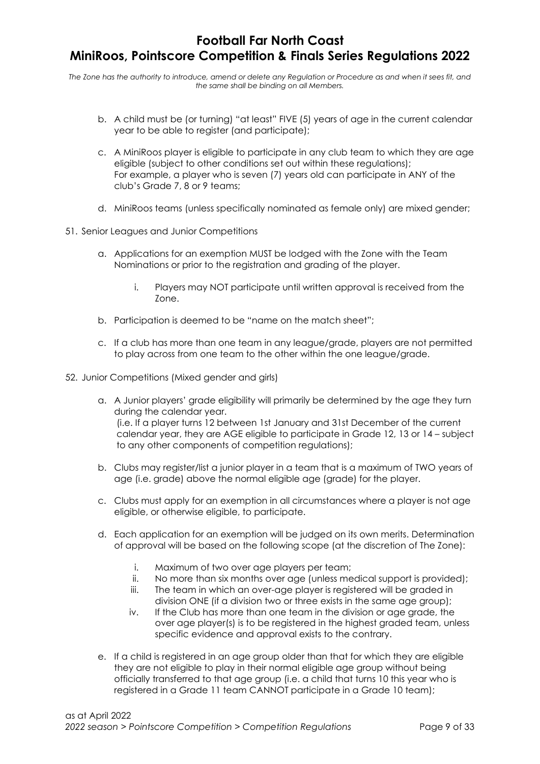b. A child must be (or turning) "at least" FIVE (5) years of age in the current calendar year to be able to register (and participate);

c. A MiniRoos player is eligible to participate in any club team to which they are age eligible (subject to other conditions set out within these regulations); For example, a player who is seven (7) years old can participate in ANY of the club's Grade 7, 8 or 9 teams;

d. MiniRoos teams (unless specifically nominated as female only) are mixed gender;

51. Senior Leagues and Junior Competitions

   a. Applications for an exemption MUST be lodged with the Zone with the Team Nominations or prior to the registration and grading of the player.

      i. Players may NOT participate until written approval is received from the Zone.

   b. Participation is deemed to be "name on the match sheet";

   c. If a club has more than one team in any league/grade, players are not permitted to play across from one team to the other within the one league/grade.

52. Junior Competitions (Mixed gender and girls)

   a. A Junior players' grade eligibility will primarily be determined by the age they turn during the calendar year.
   (i.e. If a player turns 12 between 1st January and 31st December of the current calendar year, they are AGE eligible to participate in Grade 12, 13 or 14 – subject to any other components of competition regulations);

   b. Clubs may register/list a junior player in a team that is a maximum of TWO years of age (i.e. grade) above the normal eligible age (grade) for the player.

   c. Clubs must apply for an exemption in all circumstances where a player is not age eligible, or otherwise eligible, to participate.

   d. Each application for an exemption will be judged on its own merits. Determination of approval will be based on the following scope (at the discretion of The Zone):

      i. Maximum of two over age players per team;
      ii. No more than six months over age (unless medical support is provided);
      iii. The team in which an over-age player is registered will be graded in division ONE (if a division two or three exists in the same age group);
      iv. If the Club has more than one team in the division or age grade, the over age player(s) is to be registered in the highest graded team, unless specific evidence and approval exists to the contrary.

   e. If a child is registered in an age group older than that for which they are eligible they are not eligible to play in their normal eligible age group without being officially transferred to that age group (i.e. a child that turns 10 this year who is registered in a Grade 11 team CANNOT participate in a Grade 10 team);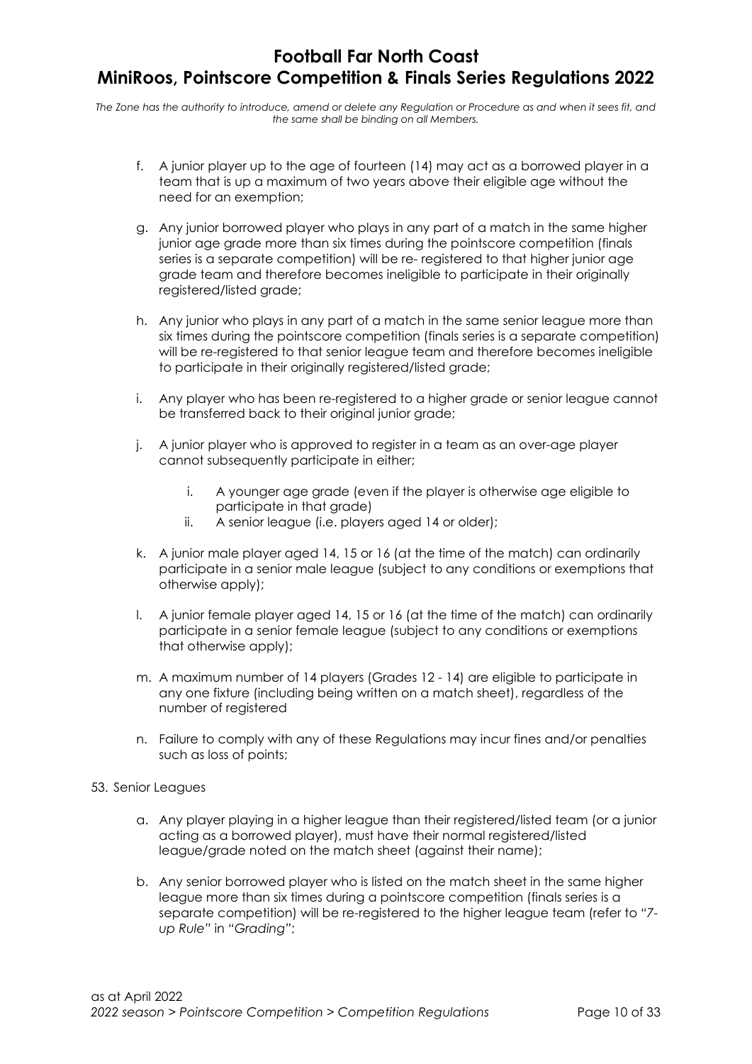f. A junior player up to the age of fourteen (14) may act as a borrowed player in a team that is up a maximum of two years above their eligible age without the need for an exemption;

g. Any junior borrowed player who plays in any part of a match in the same higher junior age grade more than six times during the pointscore competition (finals series is a separate competition) will be re- registered to that higher junior age grade team and therefore becomes ineligible to participate in their originally registered/listed grade;

h. Any junior who plays in any part of a match in the same senior league more than six times during the pointscore competition (finals series is a separate competition) will be re-registered to that senior league team and therefore becomes ineligible to participate in their originally registered/listed grade;

i. Any player who has been re-registered to a higher grade or senior league cannot be transferred back to their original junior grade;

j. A junior player who is approved to register in a team as an over-age player cannot subsequently participate in either;

   i. A younger age grade (even if the player is otherwise age eligible to participate in that grade)
   ii. A senior league (i.e. players aged 14 or older);

k. A junior male player aged 14, 15 or 16 (at the time of the match) can ordinarily participate in a senior male league (subject to any conditions or exemptions that otherwise apply);

l. A junior female player aged 14, 15 or 16 (at the time of the match) can ordinarily participate in a senior female league (subject to any conditions or exemptions that otherwise apply);

m. A maximum number of 14 players (Grades 12 - 14) are eligible to participate in any one fixture (including being written on a match sheet), regardless of the number of registered

n. Failure to comply with any of these Regulations may incur fines and/or penalties such as loss of points;

53. Senior Leagues

a. Any player playing in a higher league than their registered/listed team (or a junior acting as a borrowed player), must have their normal registered/listed league/grade noted on the match sheet (against their name);

b. Any senior borrowed player who is listed on the match sheet in the same higher league more than six times during a pointscore competition (finals series is a separate competition) will be re-registered to the higher league team (refer to *"7-up Rule"* in *"Grading"*;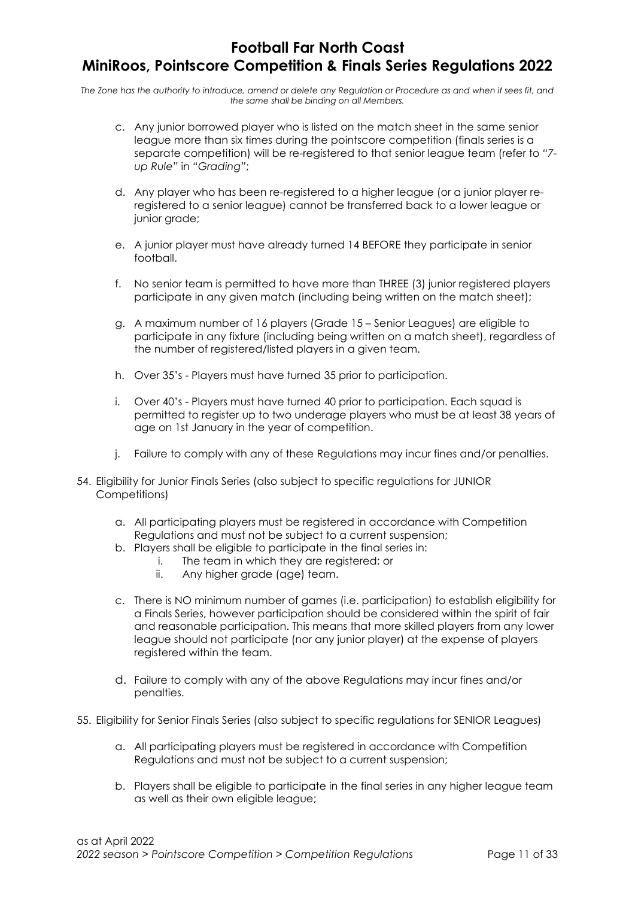c. Any junior borrowed player who is listed on the match sheet in the same senior league more than six times during the pointscore competition (finals series is a separate competition) will be re-registered to that senior league team (refer to *"7-up Rule"* in *"Grading"*;

d. Any player who has been re-registered to a higher league (or a junior player re-registered to a senior league) cannot be transferred back to a lower league or junior grade;

e. A junior player must have already turned 14 BEFORE they participate in senior football.

f. No senior team is permitted to have more than THREE (3) junior registered players participate in any given match (including being written on the match sheet);

g. A maximum number of 16 players (Grade 15 – Senior Leagues) are eligible to participate in any fixture (including being written on a match sheet), regardless of the number of registered/listed players in a given team.

h. Over 35's - Players must have turned 35 prior to participation.

i. Over 40's - Players must have turned 40 prior to participation. Each squad is permitted to register up to two underage players who must be at least 38 years of age on 1st January in the year of competition.

j. Failure to comply with any of these Regulations may incur fines and/or penalties.

54. Eligibility for Junior Finals Series (also subject to specific regulations for JUNIOR Competitions)

   a. All participating players must be registered in accordance with Competition Regulations and must not be subject to a current suspension;
   b. Players shall be eligible to participate in the final series in:
      i. The team in which they are registered; or
      ii. Any higher grade (age) team.

   c. There is NO minimum number of games (i.e. participation) to establish eligibility for a Finals Series, however participation should be considered within the spirit of fair and reasonable participation. This means that more skilled players from any lower league should not participate (nor any junior player) at the expense of players registered within the team.

   d. Failure to comply with any of the above Regulations may incur fines and/or penalties.

55. Eligibility for Senior Finals Series (also subject to specific regulations for SENIOR Leagues)

   a. All participating players must be registered in accordance with Competition Regulations and must not be subject to a current suspension;

   b. Players shall be eligible to participate in the final series in any higher league team as well as their own eligible league;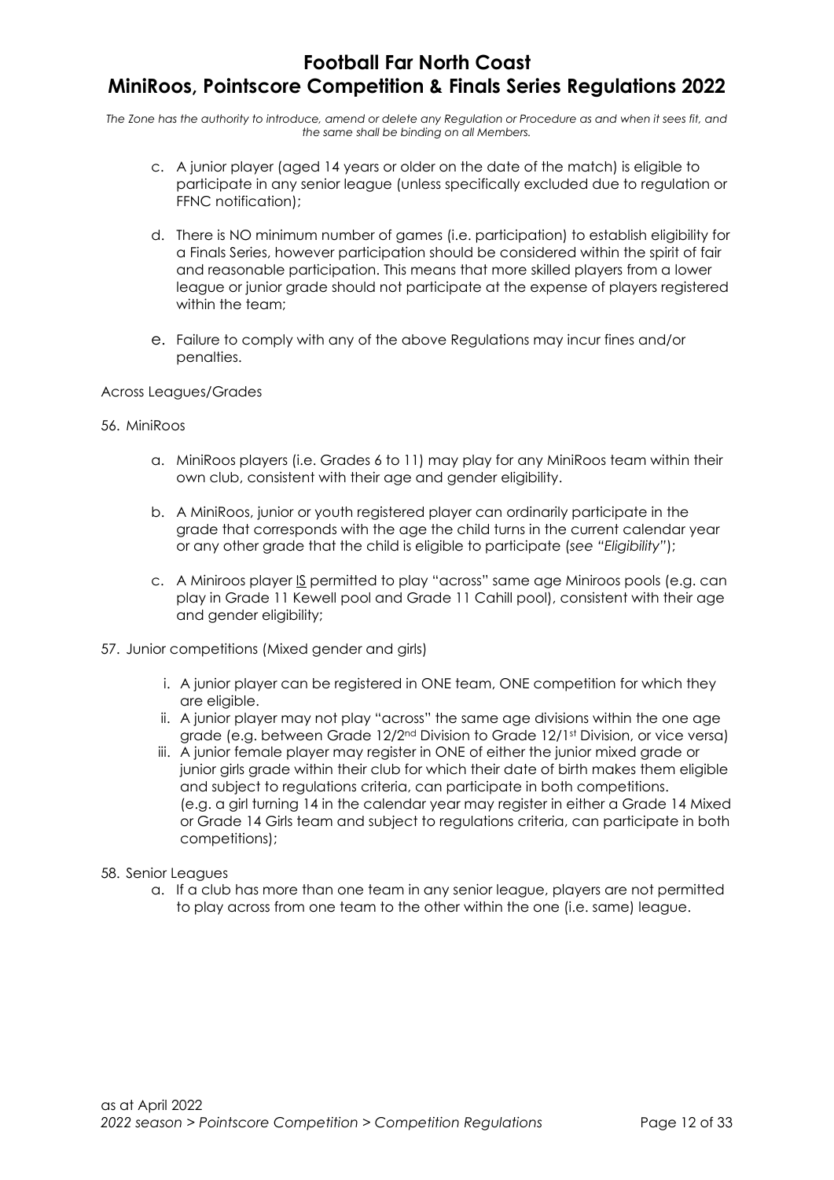c. A junior player (aged 14 years or older on the date of the match) is eligible to participate in any senior league (unless specifically excluded due to regulation or FFNC notification);

d. There is NO minimum number of games (i.e. participation) to establish eligibility for a Finals Series, however participation should be considered within the spirit of fair and reasonable participation. This means that more skilled players from a lower league or junior grade should not participate at the expense of players registered within the team;

e. Failure to comply with any of the above Regulations may incur fines and/or penalties.

Across Leagues/Grades

56. MiniRoos

a. MiniRoos players (i.e. Grades 6 to 11) may play for any MiniRoos team within their own club, consistent with their age and gender eligibility.

b. A MiniRoos, junior or youth registered player can ordinarily participate in the grade that corresponds with the age the child turns in the current calendar year or any other grade that the child is eligible to participate (*see "Eligibility"*);

c. A Miniroos player IS permitted to play "across" same age Miniroos pools (e.g. can play in Grade 11 Kewell pool and Grade 11 Cahill pool), consistent with their age and gender eligibility;

57. Junior competitions (Mixed gender and girls)

i. A junior player can be registered in ONE team, ONE competition for which they are eligible.

ii. A junior player may not play "across" the same age divisions within the one age grade (e.g. between Grade 12/2nd Division to Grade 12/1st Division, or vice versa)

iii. A junior female player may register in ONE of either the junior mixed grade or junior girls grade within their club for which their date of birth makes them eligible and subject to regulations criteria, can participate in both competitions. (e.g. a girl turning 14 in the calendar year may register in either a Grade 14 Mixed or Grade 14 Girls team and subject to regulations criteria, can participate in both competitions);

58. Senior Leagues

a. If a club has more than one team in any senior league, players are not permitted to play across from one team to the other within the one (i.e. same) league.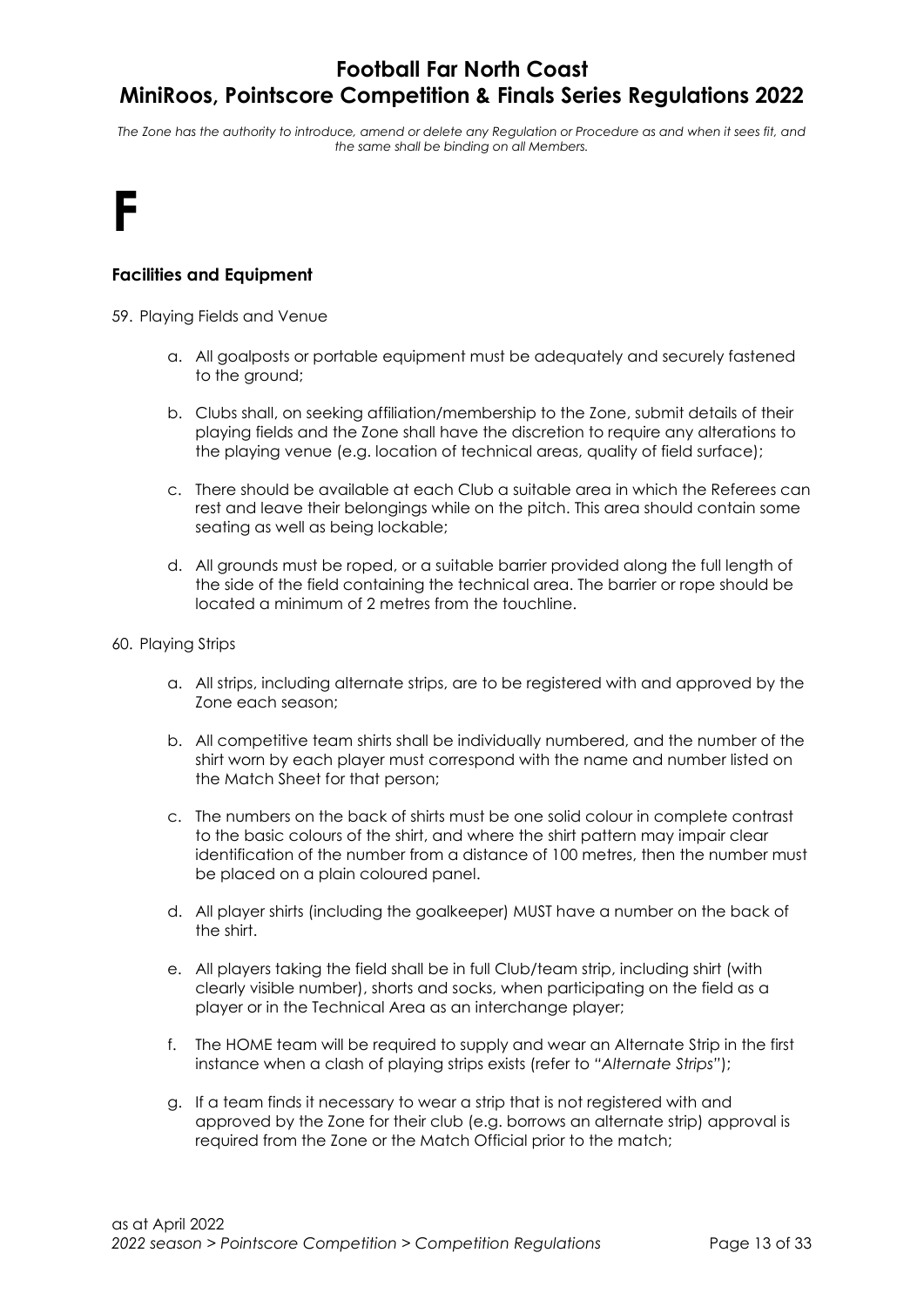# F

### Facilities and Equipment

59. Playing Fields and Venue

    a. All goalposts or portable equipment must be adequately and securely fastened to the ground;

    b. Clubs shall, on seeking affiliation/membership to the Zone, submit details of their playing fields and the Zone shall have the discretion to require any alterations to the playing venue (e.g. location of technical areas, quality of field surface);

    c. There should be available at each Club a suitable area in which the Referees can rest and leave their belongings while on the pitch. This area should contain some seating as well as being lockable;

    d. All grounds must be roped, or a suitable barrier provided along the full length of the side of the field containing the technical area. The barrier or rope should be located a minimum of 2 metres from the touchline.

60. Playing Strips

    a. All strips, including alternate strips, are to be registered with and approved by the Zone each season;

    b. All competitive team shirts shall be individually numbered, and the number of the shirt worn by each player must correspond with the name and number listed on the Match Sheet for that person;

    c. The numbers on the back of shirts must be one solid colour in complete contrast to the basic colours of the shirt, and where the shirt pattern may impair clear identification of the number from a distance of 100 metres, then the number must be placed on a plain coloured panel.

    d. All player shirts (including the goalkeeper) MUST have a number on the back of the shirt.

    e. All players taking the field shall be in full Club/team strip, including shirt (with clearly visible number), shorts and socks, when participating on the field as a player or in the Technical Area as an interchange player;

    f. The HOME team will be required to supply and wear an Alternate Strip in the first instance when a clash of playing strips exists (refer to "*Alternate Strips*");

    g. If a team finds it necessary to wear a strip that is not registered with and approved by the Zone for their club (e.g. borrows an alternate strip) approval is required from the Zone or the Match Official prior to the match;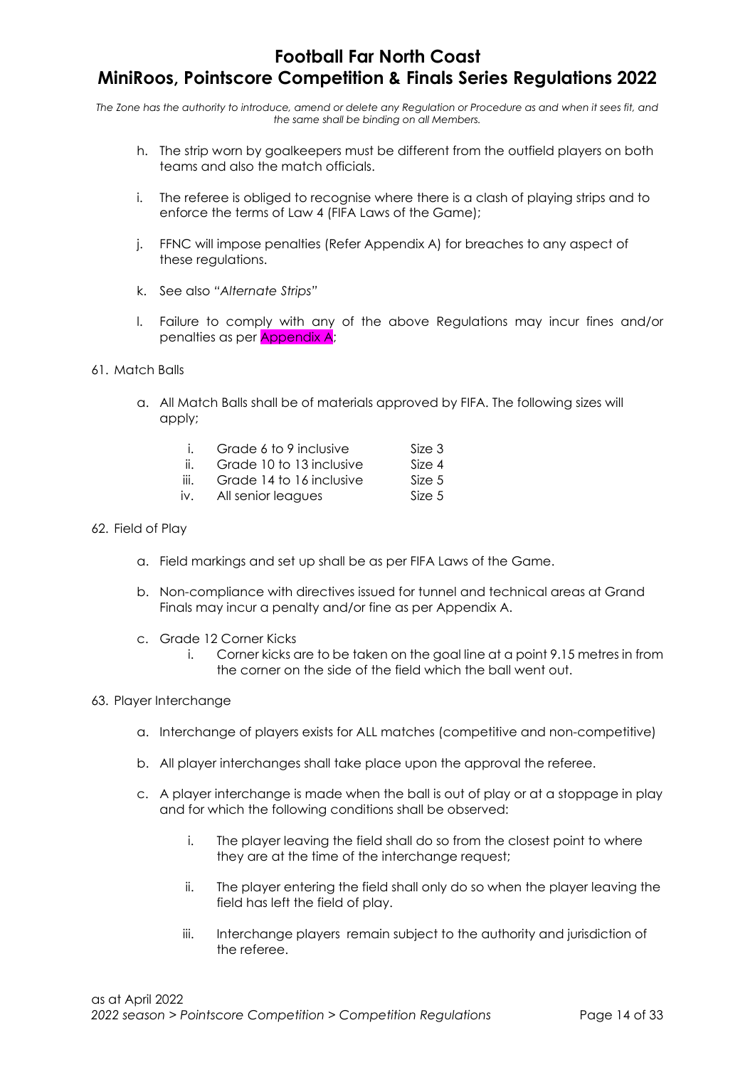h. The strip worn by goalkeepers must be different from the outfield players on both teams and also the match officials.

i. The referee is obliged to recognise where there is a clash of playing strips and to enforce the terms of Law 4 (FIFA Laws of the Game);

j. FFNC will impose penalties (Refer Appendix A) for breaches to any aspect of these regulations.

k. See also *"Alternate Strips"*

l. Failure to comply with any of the above Regulations may incur fines and/or penalties as per Appendix A;

61. Match Balls

    a. All Match Balls shall be of materials approved by FIFA. The following sizes will apply;

| | | |
|---|---|---|
| i. | Grade 6 to 9 inclusive | Size 3 |
| ii. | Grade 10 to 13 inclusive | Size 4 |
| iii. | Grade 14 to 16 inclusive | Size 5 |
| iv. | All senior leagues | Size 5 |

62. Field of Play

    a. Field markings and set up shall be as per FIFA Laws of the Game.

    b. Non-compliance with directives issued for tunnel and technical areas at Grand Finals may incur a penalty and/or fine as per Appendix A.

    c. Grade 12 Corner Kicks
        i. Corner kicks are to be taken on the goal line at a point 9.15 metres in from the corner on the side of the field which the ball went out.

63. Player Interchange

    a. Interchange of players exists for ALL matches (competitive and non-competitive)

    b. All player interchanges shall take place upon the approval the referee.

    c. A player interchange is made when the ball is out of play or at a stoppage in play and for which the following conditions shall be observed:

        i. The player leaving the field shall do so from the closest point to where they are at the time of the interchange request;

        ii. The player entering the field shall only do so when the player leaving the field has left the field of play.

        iii. Interchange players remain subject to the authority and jurisdiction of the referee.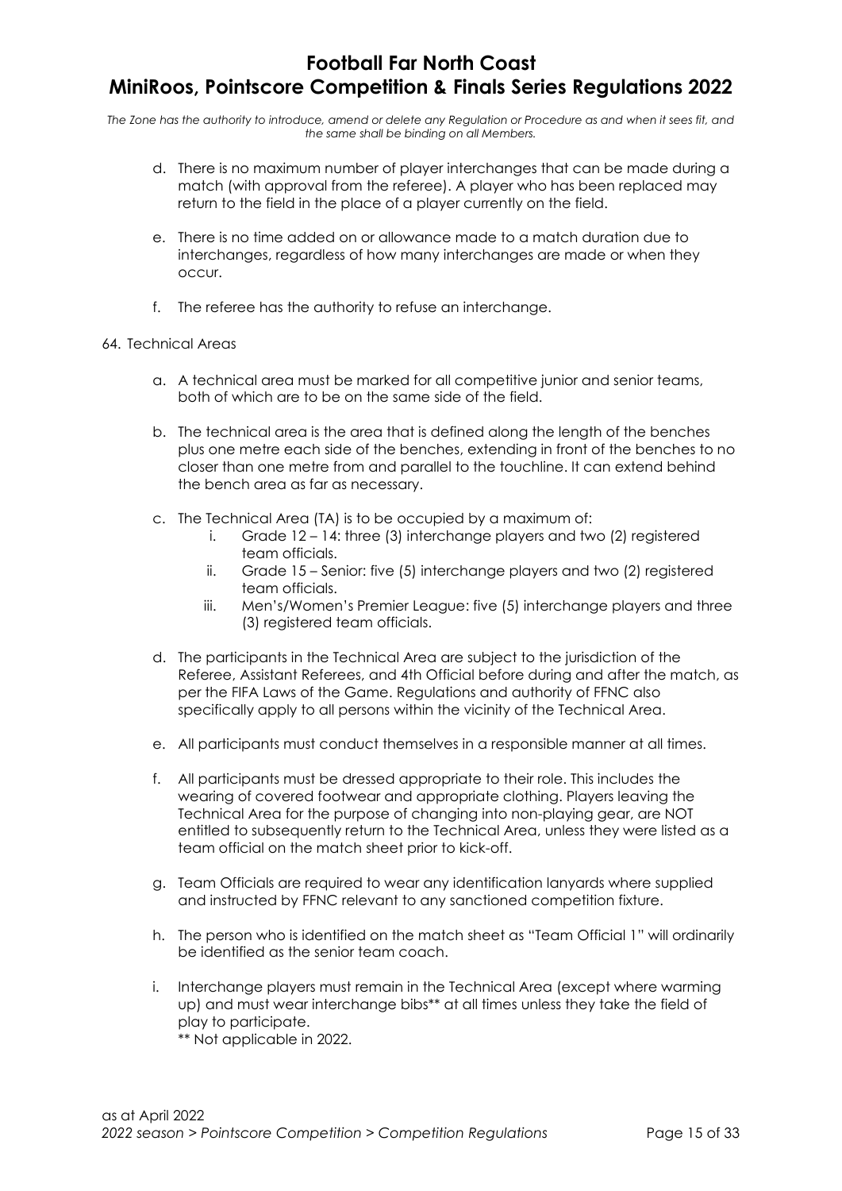d. There is no maximum number of player interchanges that can be made during a match (with approval from the referee). A player who has been replaced may return to the field in the place of a player currently on the field.

e. There is no time added on or allowance made to a match duration due to interchanges, regardless of how many interchanges are made or when they occur.

f. The referee has the authority to refuse an interchange.

64. Technical Areas

a. A technical area must be marked for all competitive junior and senior teams, both of which are to be on the same side of the field.

b. The technical area is the area that is defined along the length of the benches plus one metre each side of the benches, extending in front of the benches to no closer than one metre from and parallel to the touchline. It can extend behind the bench area as far as necessary.

c. The Technical Area (TA) is to be occupied by a maximum of:
   i. Grade 12 – 14: three (3) interchange players and two (2) registered team officials.
   ii. Grade 15 – Senior: five (5) interchange players and two (2) registered team officials.
   iii. Men's/Women's Premier League: five (5) interchange players and three (3) registered team officials.

d. The participants in the Technical Area are subject to the jurisdiction of the Referee, Assistant Referees, and 4th Official before during and after the match, as per the FIFA Laws of the Game. Regulations and authority of FFNC also specifically apply to all persons within the vicinity of the Technical Area.

e. All participants must conduct themselves in a responsible manner at all times.

f. All participants must be dressed appropriate to their role. This includes the wearing of covered footwear and appropriate clothing. Players leaving the Technical Area for the purpose of changing into non-playing gear, are NOT entitled to subsequently return to the Technical Area, unless they were listed as a team official on the match sheet prior to kick-off.

g. Team Officials are required to wear any identification lanyards where supplied and instructed by FFNC relevant to any sanctioned competition fixture.

h. The person who is identified on the match sheet as "Team Official 1" will ordinarily be identified as the senior team coach.

i. Interchange players must remain in the Technical Area (except where warming up) and must wear interchange bibs** at all times unless they take the field of play to participate.
   ** Not applicable in 2022.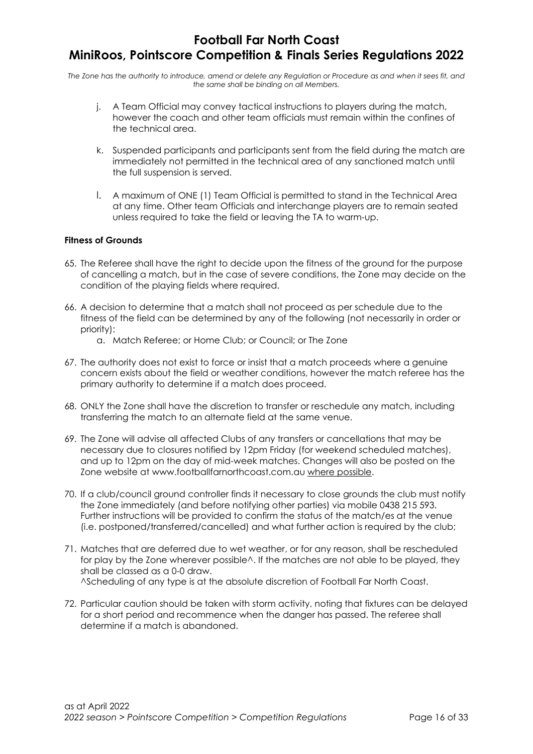j. A Team Official may convey tactical instructions to players during the match, however the coach and other team officials must remain within the confines of the technical area.

k. Suspended participants and participants sent from the field during the match are immediately not permitted in the technical area of any sanctioned match until the full suspension is served.

l. A maximum of ONE (1) Team Official is permitted to stand in the Technical Area at any time. Other team Officials and interchange players are to remain seated unless required to take the field or leaving the TA to warm-up.

**Fitness of Grounds**

65. The Referee shall have the right to decide upon the fitness of the ground for the purpose of cancelling a match, but in the case of severe conditions, the Zone may decide on the condition of the playing fields where required.

66. A decision to determine that a match shall not proceed as per schedule due to the fitness of the field can be determined by any of the following (not necessarily in order or priority):
    a. Match Referee; or Home Club; or Council; or The Zone

67. The authority does not exist to force or insist that a match proceeds where a genuine concern exists about the field or weather conditions, however the match referee has the primary authority to determine if a match does proceed.

68. ONLY the Zone shall have the discretion to transfer or reschedule any match, including transferring the match to an alternate field at the same venue.

69. The Zone will advise all affected Clubs of any transfers or cancellations that may be necessary due to closures notified by 12pm Friday (for weekend scheduled matches), and up to 12pm on the day of mid-week matches. Changes will also be posted on the Zone website at www.footballfarnorthcoast.com.au <u>where possible</u>.

70. If a club/council ground controller finds it necessary to close grounds the club must notify the Zone immediately (and before notifying other parties) via mobile 0438 215 593. Further instructions will be provided to confirm the status of the match/es at the venue (i.e. postponed/transferred/cancelled) and what further action is required by the club;

71. Matches that are deferred due to wet weather, or for any reason, shall be rescheduled for play by the Zone wherever possible^. If the matches are not able to be played, they shall be classed as a 0-0 draw.
    ^Scheduling of any type is at the absolute discretion of Football Far North Coast.

72. Particular caution should be taken with storm activity, noting that fixtures can be delayed for a short period and recommence when the danger has passed. The referee shall determine if a match is abandoned.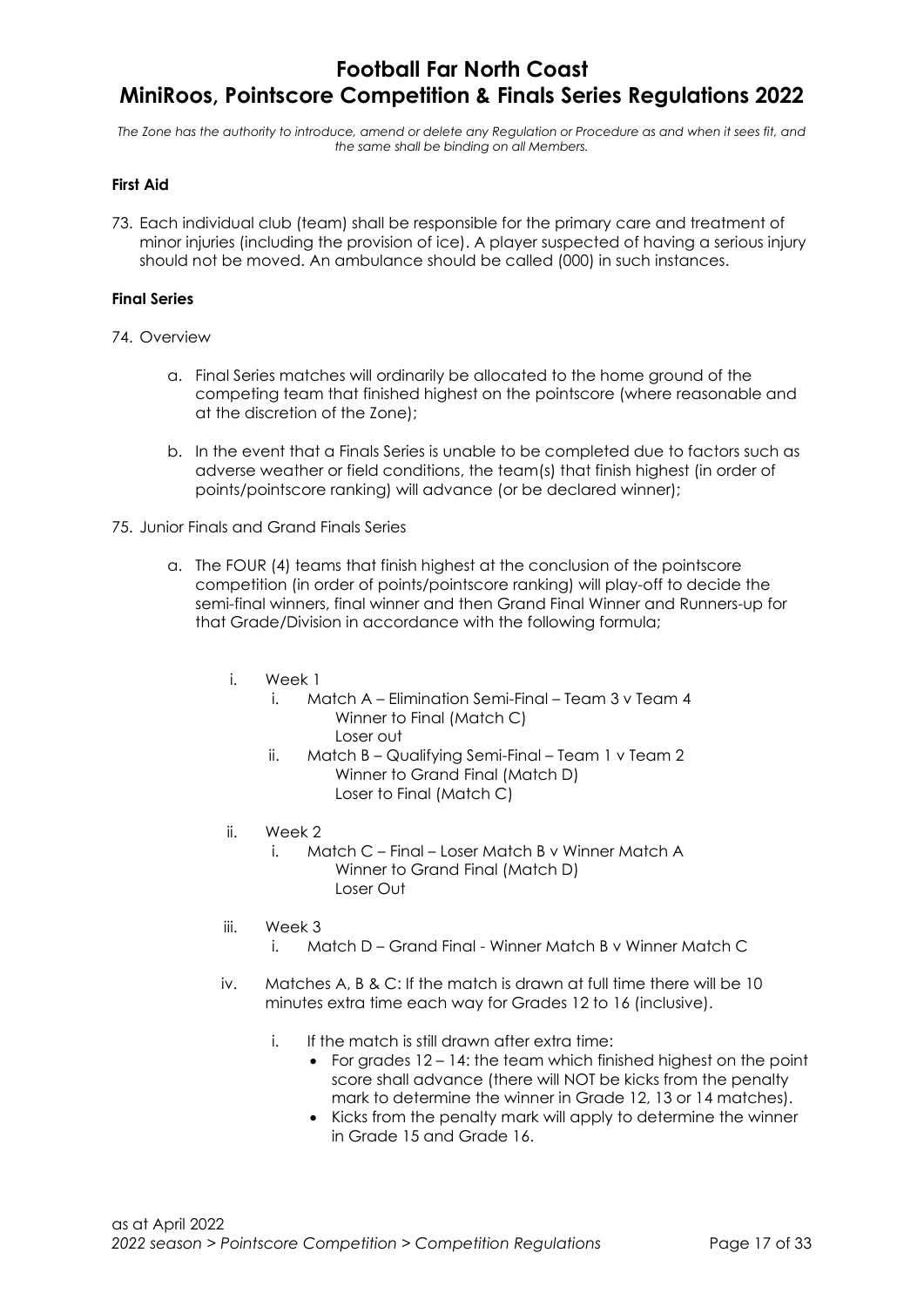**First Aid**

73. Each individual club (team) shall be responsible for the primary care and treatment of minor injuries (including the provision of ice). A player suspected of having a serious injury should not be moved. An ambulance should be called (000) in such instances.

**Final Series**

74. Overview

    a. Final Series matches will ordinarily be allocated to the home ground of the competing team that finished highest on the pointscore (where reasonable and at the discretion of the Zone);

    b. In the event that a Finals Series is unable to be completed due to factors such as adverse weather or field conditions, the team(s) that finish highest (in order of points/pointscore ranking) will advance (or be declared winner);

75. Junior Finals and Grand Finals Series

    a. The FOUR (4) teams that finish highest at the conclusion of the pointscore competition (in order of points/pointscore ranking) will play-off to decide the semi-final winners, final winner and then Grand Final Winner and Runners-up for that Grade/Division in accordance with the following formula;

        i. Week 1
            i. Match A – Elimination Semi-Final – Team 3 v Team 4
               Winner to Final (Match C)
               Loser out
            ii. Match B – Qualifying Semi-Final – Team 1 v Team 2
               Winner to Grand Final (Match D)
               Loser to Final (Match C)

        ii. Week 2
            i. Match C – Final – Loser Match B v Winner Match A
               Winner to Grand Final (Match D)
               Loser Out

        iii. Week 3
            i. Match D – Grand Final - Winner Match B v Winner Match C

        iv. Matches A, B & C: If the match is drawn at full time there will be 10 minutes extra time each way for Grades 12 to 16 (inclusive).

            i. If the match is still drawn after extra time:
                - For grades 12 – 14: the team which finished highest on the point score shall advance (there will NOT be kicks from the penalty mark to determine the winner in Grade 12, 13 or 14 matches).
                - Kicks from the penalty mark will apply to determine the winner in Grade 15 and Grade 16.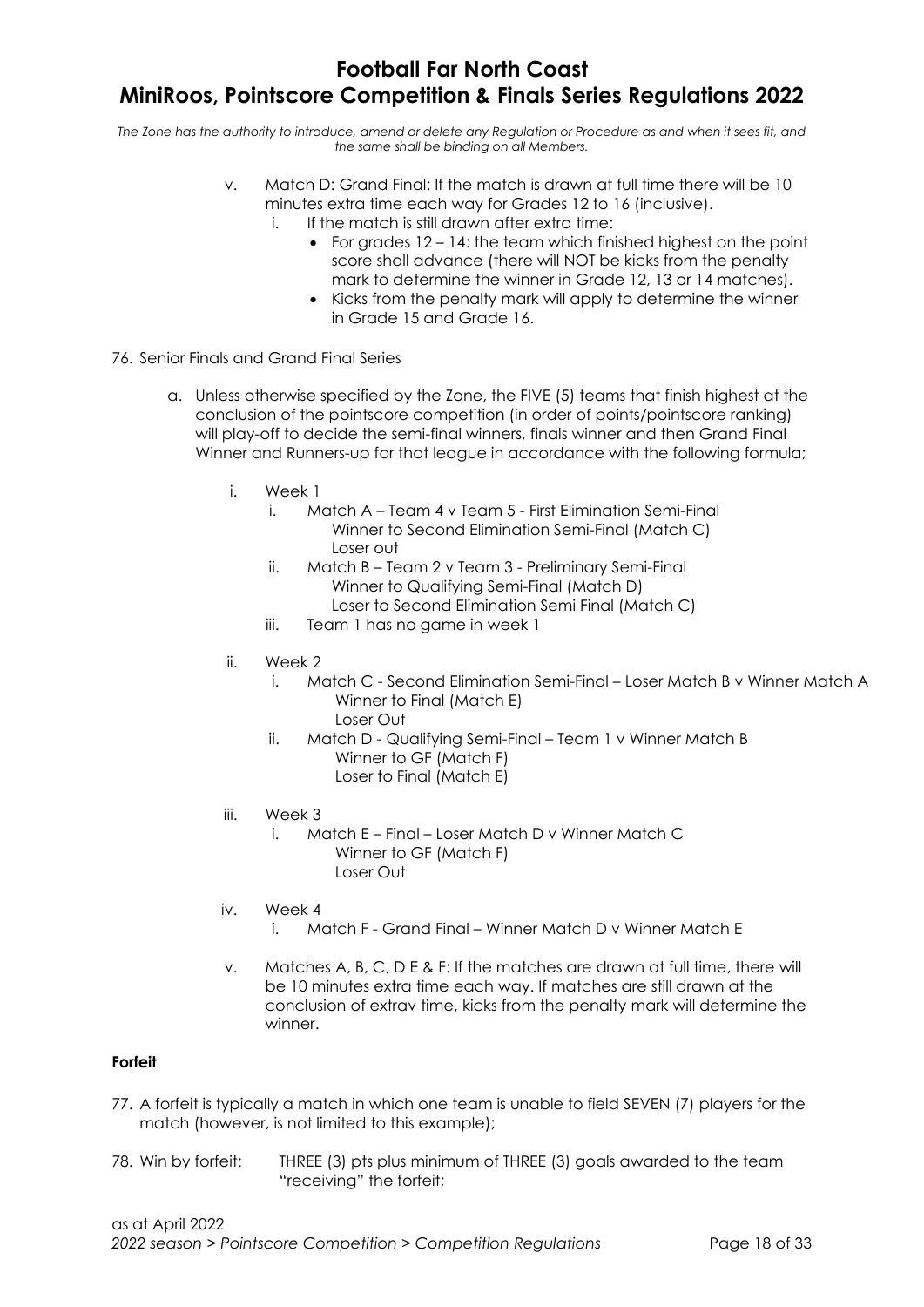v. Match D: Grand Final: If the match is drawn at full time there will be 10 minutes extra time each way for Grades 12 to 16 (inclusive).
   i. If the match is still drawn after extra time:
      - For grades 12 – 14: the team which finished highest on the point score shall advance (there will NOT be kicks from the penalty mark to determine the winner in Grade 12, 13 or 14 matches).
      - Kicks from the penalty mark will apply to determine the winner in Grade 15 and Grade 16.

76. Senior Finals and Grand Final Series

   a. Unless otherwise specified by the Zone, the FIVE (5) teams that finish highest at the conclusion of the pointscore competition (in order of points/pointscore ranking) will play-off to decide the semi-final winners, finals winner and then Grand Final Winner and Runners-up for that league in accordance with the following formula;

      i. Week 1
         i. Match A – Team 4 v Team 5 - First Elimination Semi-Final
            Winner to Second Elimination Semi-Final (Match C)
            Loser out
         ii. Match B – Team 2 v Team 3 - Preliminary Semi-Final
            Winner to Qualifying Semi-Final (Match D)
            Loser to Second Elimination Semi Final (Match C)
         iii. Team 1 has no game in week 1

      ii. Week 2
         i. Match C - Second Elimination Semi-Final – Loser Match B v Winner Match A
            Winner to Final (Match E)
            Loser Out
         ii. Match D - Qualifying Semi-Final – Team 1 v Winner Match B
            Winner to GF (Match F)
            Loser to Final (Match E)

      iii. Week 3
         i. Match E – Final – Loser Match D v Winner Match C
            Winner to GF (Match F)
            Loser Out

      iv. Week 4
         i. Match F - Grand Final – Winner Match D v Winner Match E

      v. Matches A, B, C, D E & F: If the matches are drawn at full time, there will be 10 minutes extra time each way. If matches are still drawn at the conclusion of extrav time, kicks from the penalty mark will determine the winner.

**Forfeit**

77. A forfeit is typically a match in which one team is unable to field SEVEN (7) players for the match (however, is not limited to this example);

78. Win by forfeit: THREE (3) pts plus minimum of THREE (3) goals awarded to the team "receiving" the forfeit;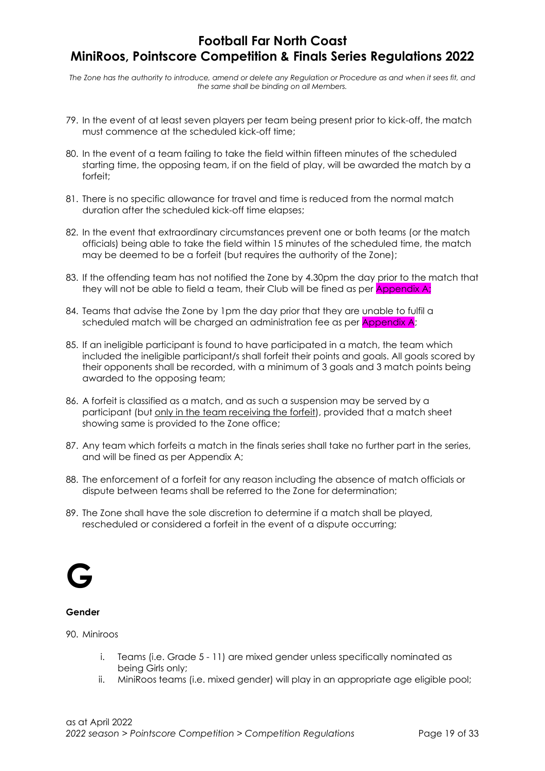79. In the event of at least seven players per team being present prior to kick-off, the match must commence at the scheduled kick-off time;

80. In the event of a team failing to take the field within fifteen minutes of the scheduled starting time, the opposing team, if on the field of play, will be awarded the match by a forfeit;

81. There is no specific allowance for travel and time is reduced from the normal match duration after the scheduled kick-off time elapses;

82. In the event that extraordinary circumstances prevent one or both teams (or the match officials) being able to take the field within 15 minutes of the scheduled time, the match may be deemed to be a forfeit (but requires the authority of the Zone);

83. If the offending team has not notified the Zone by 4.30pm the day prior to the match that they will not be able to field a team, their Club will be fined as per Appendix A;

84. Teams that advise the Zone by 1pm the day prior that they are unable to fulfil a scheduled match will be charged an administration fee as per Appendix A;

85. If an ineligible participant is found to have participated in a match, the team which included the ineligible participant/s shall forfeit their points and goals. All goals scored by their opponents shall be recorded, with a minimum of 3 goals and 3 match points being awarded to the opposing team;

86. A forfeit is classified as a match, and as such a suspension may be served by a participant (but only in the team receiving the forfeit), provided that a match sheet showing same is provided to the Zone office;

87. Any team which forfeits a match in the finals series shall take no further part in the series, and will be fined as per Appendix A;

88. The enforcement of a forfeit for any reason including the absence of match officials or dispute between teams shall be referred to the Zone for determination;

89. The Zone shall have the sole discretion to determine if a match shall be played, rescheduled or considered a forfeit in the event of a dispute occurring;

# G

### Gender

90. Miniroos

    i. Teams (i.e. Grade 5 - 11) are mixed gender unless specifically nominated as being Girls only;
    ii. MiniRoos teams (i.e. mixed gender) will play in an appropriate age eligible pool;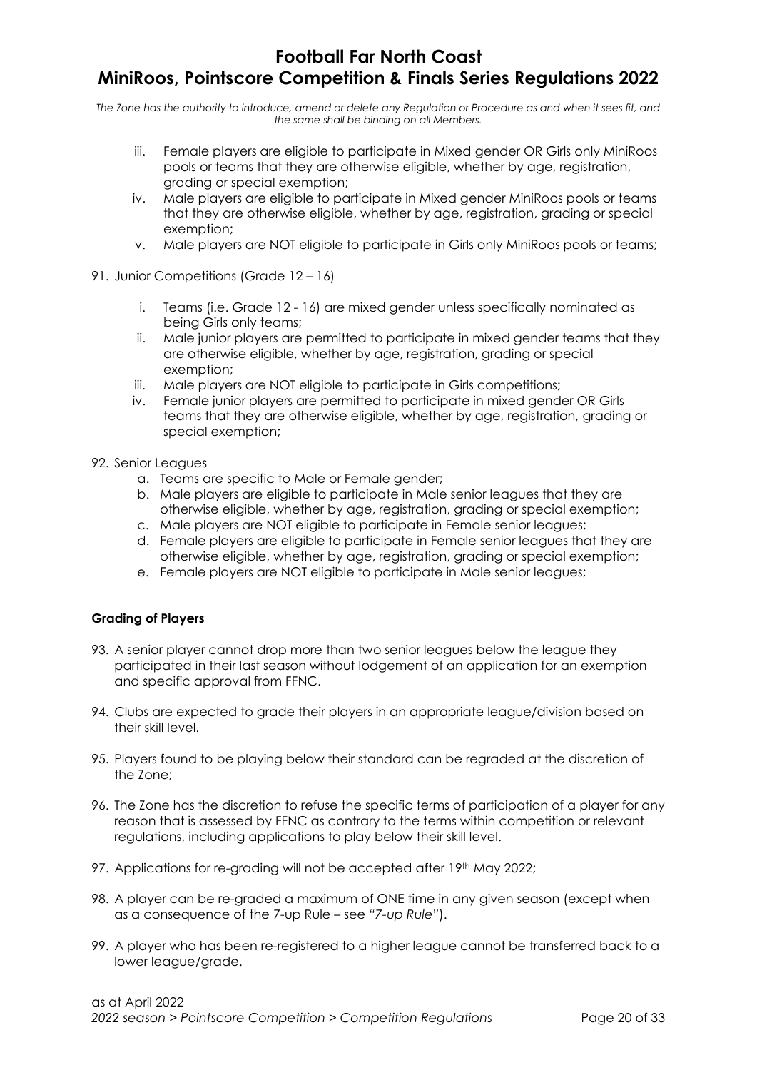iii. Female players are eligible to participate in Mixed gender OR Girls only MiniRoos pools or teams that they are otherwise eligible, whether by age, registration, grading or special exemption;
iv. Male players are eligible to participate in Mixed gender MiniRoos pools or teams that they are otherwise eligible, whether by age, registration, grading or special exemption;
v. Male players are NOT eligible to participate in Girls only MiniRoos pools or teams;

91. Junior Competitions (Grade 12 – 16)

    i. Teams (i.e. Grade 12 - 16) are mixed gender unless specifically nominated as being Girls only teams;
    ii. Male junior players are permitted to participate in mixed gender teams that they are otherwise eligible, whether by age, registration, grading or special exemption;
    iii. Male players are NOT eligible to participate in Girls competitions;
    iv. Female junior players are permitted to participate in mixed gender OR Girls teams that they are otherwise eligible, whether by age, registration, grading or special exemption;

92. Senior Leagues
    a. Teams are specific to Male or Female gender;
    b. Male players are eligible to participate in Male senior leagues that they are otherwise eligible, whether by age, registration, grading or special exemption;
    c. Male players are NOT eligible to participate in Female senior leagues;
    d. Female players are eligible to participate in Female senior leagues that they are otherwise eligible, whether by age, registration, grading or special exemption;
    e. Female players are NOT eligible to participate in Male senior leagues;

**Grading of Players**

93. A senior player cannot drop more than two senior leagues below the league they participated in their last season without lodgement of an application for an exemption and specific approval from FFNC.

94. Clubs are expected to grade their players in an appropriate league/division based on their skill level.

95. Players found to be playing below their standard can be regraded at the discretion of the Zone;

96. The Zone has the discretion to refuse the specific terms of participation of a player for any reason that is assessed by FFNC as contrary to the terms within competition or relevant regulations, including applications to play below their skill level.

97. Applications for re-grading will not be accepted after 19th May 2022;

98. A player can be re-graded a maximum of ONE time in any given season (except when as a consequence of the 7-up Rule – see *"7-up Rule"*).

99. A player who has been re-registered to a higher league cannot be transferred back to a lower league/grade.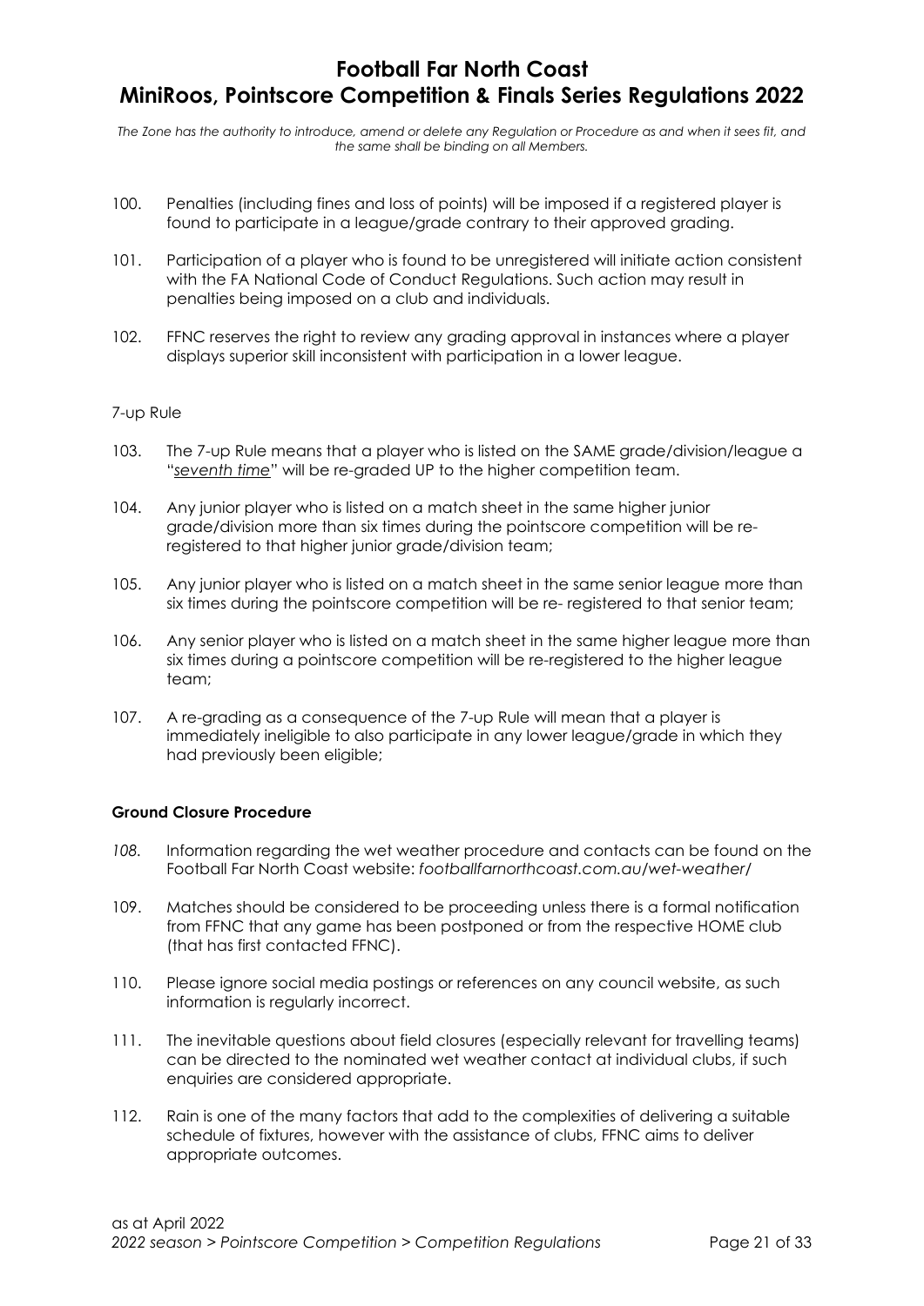100. Penalties (including fines and loss of points) will be imposed if a registered player is found to participate in a league/grade contrary to their approved grading.

101. Participation of a player who is found to be unregistered will initiate action consistent with the FA National Code of Conduct Regulations. Such action may result in penalties being imposed on a club and individuals.

102. FFNC reserves the right to review any grading approval in instances where a player displays superior skill inconsistent with participation in a lower league.

7-up Rule

103. The 7-up Rule means that a player who is listed on the SAME grade/division/league a "*seventh time*" will be re-graded UP to the higher competition team.

104. Any junior player who is listed on a match sheet in the same higher junior grade/division more than six times during the pointscore competition will be re-registered to that higher junior grade/division team;

105. Any junior player who is listed on a match sheet in the same senior league more than six times during the pointscore competition will be re- registered to that senior team;

106. Any senior player who is listed on a match sheet in the same higher league more than six times during a pointscore competition will be re-registered to the higher league team;

107. A re-grading as a consequence of the 7-up Rule will mean that a player is immediately ineligible to also participate in any lower league/grade in which they had previously been eligible;

**Ground Closure Procedure**

*108.* Information regarding the wet weather procedure and contacts can be found on the Football Far North Coast website: *footballfarnorthcoast.com.au/wet-weather/*

109. Matches should be considered to be proceeding unless there is a formal notification from FFNC that any game has been postponed or from the respective HOME club (that has first contacted FFNC).

110. Please ignore social media postings or references on any council website, as such information is regularly incorrect.

111. The inevitable questions about field closures (especially relevant for travelling teams) can be directed to the nominated wet weather contact at individual clubs, if such enquiries are considered appropriate.

112. Rain is one of the many factors that add to the complexities of delivering a suitable schedule of fixtures, however with the assistance of clubs, FFNC aims to deliver appropriate outcomes.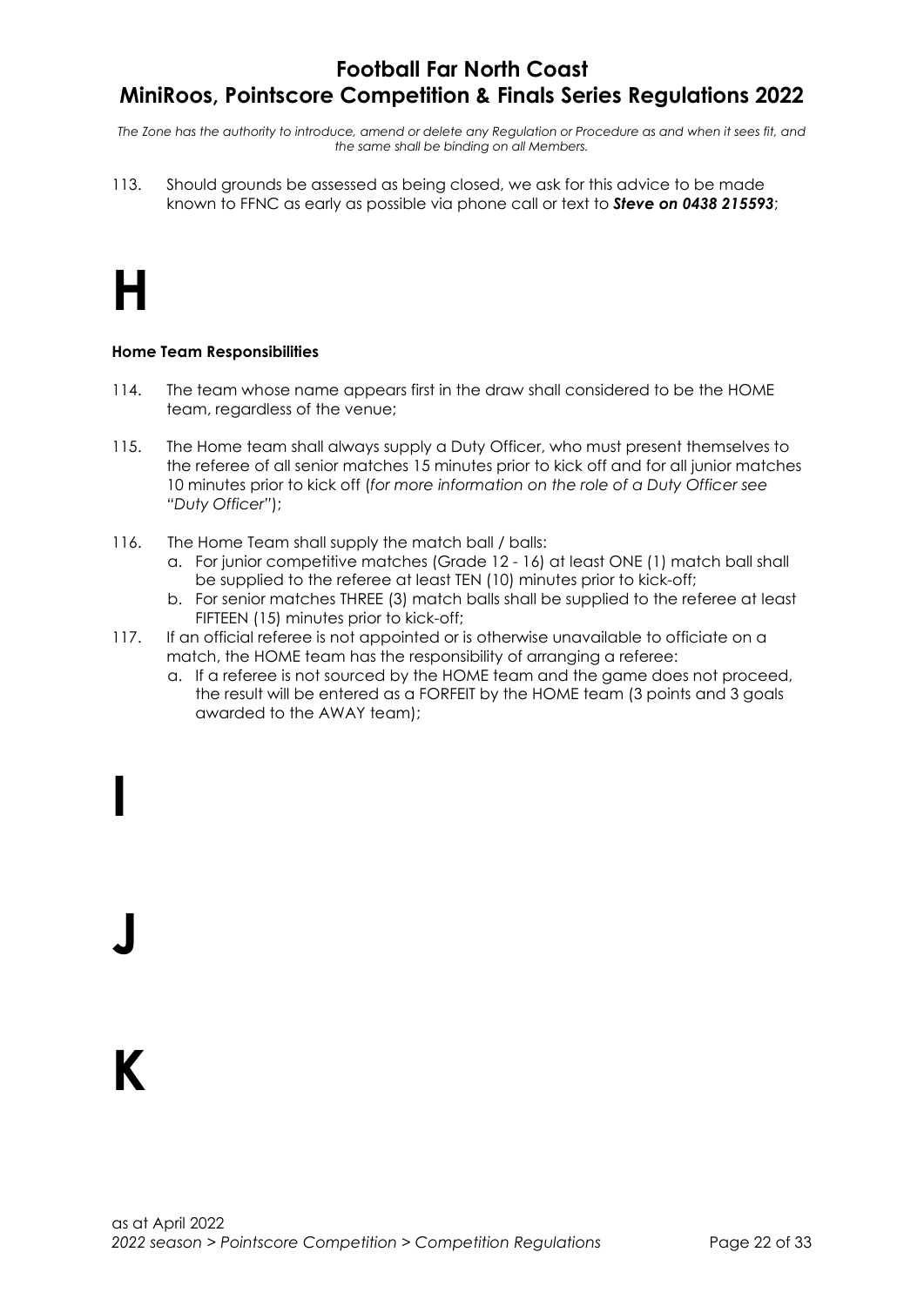113. Should grounds be assessed as being closed, we ask for this advice to be made known to FFNC as early as possible via phone call or text to ***Steve on 0438 215593***;

# H

**Home Team Responsibilities**

114. The team whose name appears first in the draw shall considered to be the HOME team, regardless of the venue;

115. The Home team shall always supply a Duty Officer, who must present themselves to the referee of all senior matches 15 minutes prior to kick off and for all junior matches 10 minutes prior to kick off (*for more information on the role of a Duty Officer see "Duty Officer"*);

116. The Home Team shall supply the match ball / balls:
   a. For junior competitive matches (Grade 12 - 16) at least ONE (1) match ball shall be supplied to the referee at least TEN (10) minutes prior to kick-off;
   b. For senior matches THREE (3) match balls shall be supplied to the referee at least FIFTEEN (15) minutes prior to kick-off;

117. If an official referee is not appointed or is otherwise unavailable to officiate on a match, the HOME team has the responsibility of arranging a referee:
   a. If a referee is not sourced by the HOME team and the game does not proceed, the result will be entered as a FORFEIT by the HOME team (3 points and 3 goals awarded to the AWAY team);

# I

# J

# K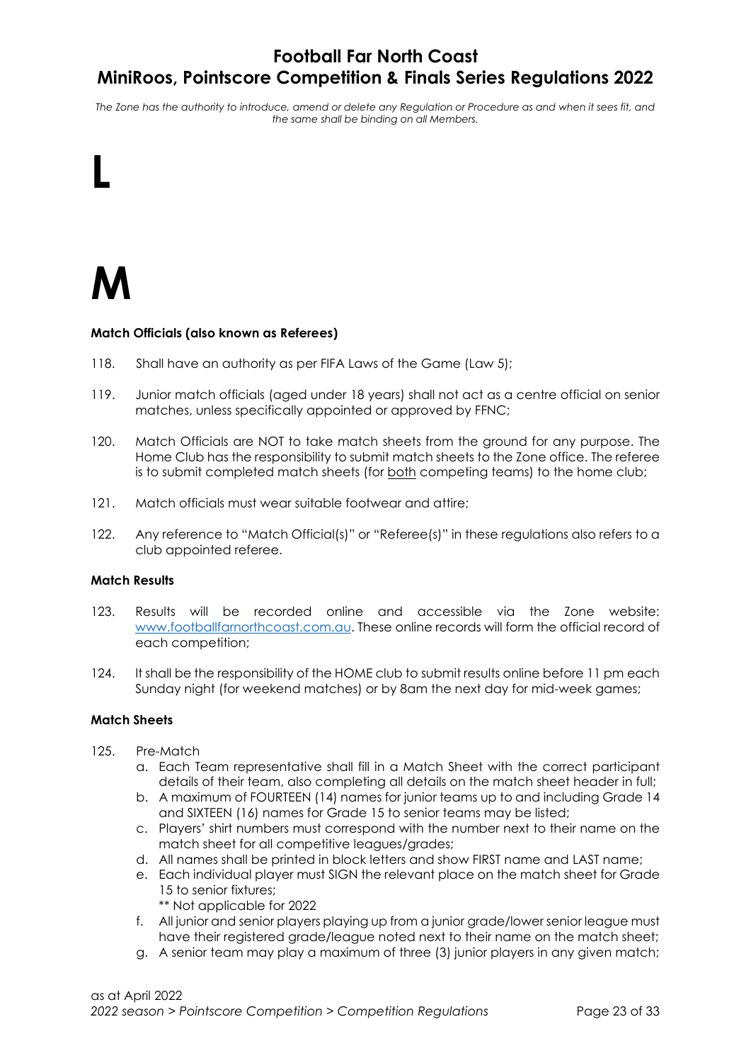# L

# M

**Match Officials (also known as Referees)**

118. Shall have an authority as per FIFA Laws of the Game (Law 5);

119. Junior match officials (aged under 18 years) shall not act as a centre official on senior matches, unless specifically appointed or approved by FFNC;

120. Match Officials are NOT to take match sheets from the ground for any purpose. The Home Club has the responsibility to submit match sheets to the Zone office. The referee is to submit completed match sheets (for both competing teams) to the home club;

121. Match officials must wear suitable footwear and attire;

122. Any reference to "Match Official(s)" or "Referee(s)" in these regulations also refers to a club appointed referee.

**Match Results**

123. Results will be recorded online and accessible via the Zone website: www.footballfarnorthcoast.com.au. These online records will form the official record of each competition;

124. It shall be the responsibility of the HOME club to submit results online before 11 pm each Sunday night (for weekend matches) or by 8am the next day for mid-week games;

**Match Sheets**

125. Pre-Match
   a. Each Team representative shall fill in a Match Sheet with the correct participant details of their team, also completing all details on the match sheet header in full;
   b. A maximum of FOURTEEN (14) names for junior teams up to and including Grade 14 and SIXTEEN (16) names for Grade 15 to senior teams may be listed;
   c. Players' shirt numbers must correspond with the number next to their name on the match sheet for all competitive leagues/grades;
   d. All names shall be printed in block letters and show FIRST name and LAST name;
   e. Each individual player must SIGN the relevant place on the match sheet for Grade 15 to senior fixtures;
   ** Not applicable for 2022
   f. All junior and senior players playing up from a junior grade/lower senior league must have their registered grade/league noted next to their name on the match sheet;
   g. A senior team may play a maximum of three (3) junior players in any given match;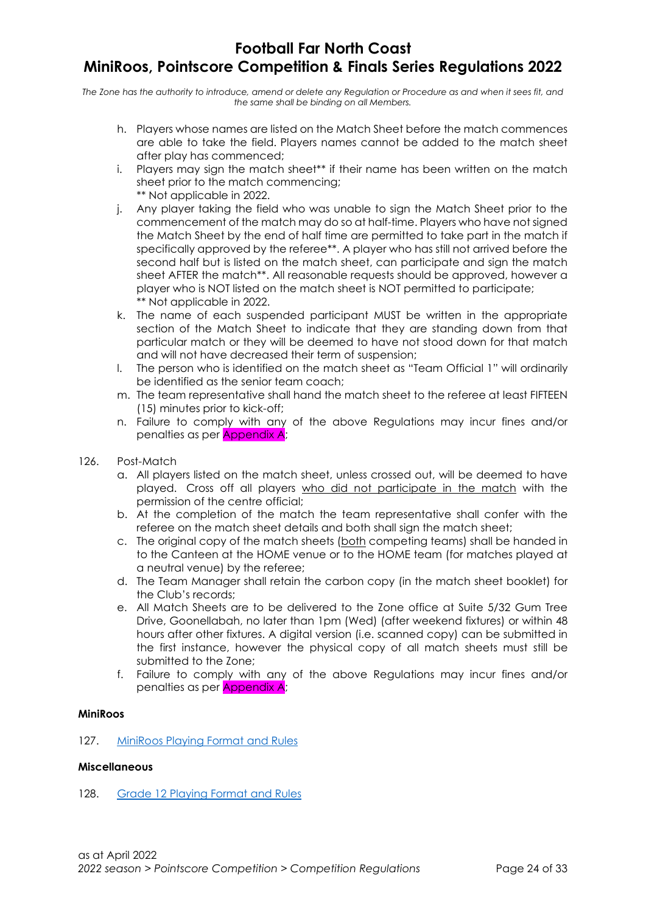h. Players whose names are listed on the Match Sheet before the match commences are able to take the field. Players names cannot be added to the match sheet after play has commenced;

i. Players may sign the match sheet** if their name has been written on the match sheet prior to the match commencing;
** Not applicable in 2022.

j. Any player taking the field who was unable to sign the Match Sheet prior to the commencement of the match may do so at half-time. Players who have not signed the Match Sheet by the end of half time are permitted to take part in the match if specifically approved by the referee**. A player who has still not arrived before the second half but is listed on the match sheet, can participate and sign the match sheet AFTER the match**. All reasonable requests should be approved, however a player who is NOT listed on the match sheet is NOT permitted to participate;
** Not applicable in 2022.

k. The name of each suspended participant MUST be written in the appropriate section of the Match Sheet to indicate that they are standing down from that particular match or they will be deemed to have not stood down for that match and will not have decreased their term of suspension;

l. The person who is identified on the match sheet as "Team Official 1" will ordinarily be identified as the senior team coach;

m. The team representative shall hand the match sheet to the referee at least FIFTEEN (15) minutes prior to kick-off;

n. Failure to comply with any of the above Regulations may incur fines and/or penalties as per Appendix A;

126. Post-Match

a. All players listed on the match sheet, unless crossed out, will be deemed to have played. Cross off all players who did not participate in the match with the permission of the centre official;

b. At the completion of the match the team representative shall confer with the referee on the match sheet details and both shall sign the match sheet;

c. The original copy of the match sheets (both competing teams) shall be handed in to the Canteen at the HOME venue or to the HOME team (for matches played at a neutral venue) by the referee;

d. The Team Manager shall retain the carbon copy (in the match sheet booklet) for the Club's records;

e. All Match Sheets are to be delivered to the Zone office at Suite 5/32 Gum Tree Drive, Goonellabah, no later than 1pm (Wed) (after weekend fixtures) or within 48 hours after other fixtures. A digital version (i.e. scanned copy) can be submitted in the first instance, however the physical copy of all match sheets must still be submitted to the Zone;

f. Failure to comply with any of the above Regulations may incur fines and/or penalties as per Appendix A;

**MiniRoos**

127. MiniRoos Playing Format and Rules

**Miscellaneous**

128. Grade 12 Playing Format and Rules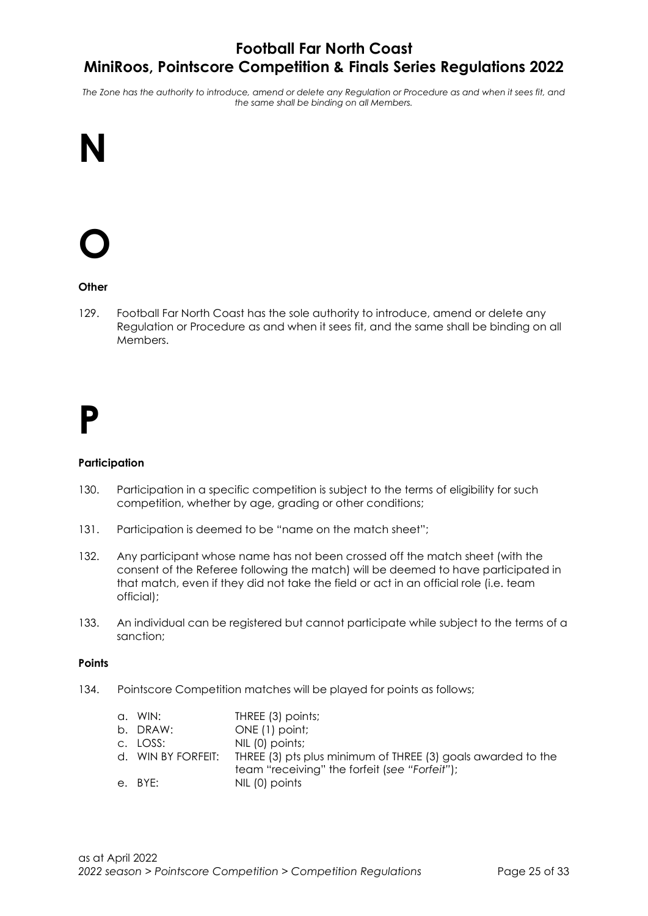# N

# O

**Other**

129. Football Far North Coast has the sole authority to introduce, amend or delete any Regulation or Procedure as and when it sees fit, and the same shall be binding on all Members.

# P

**Participation**

130. Participation in a specific competition is subject to the terms of eligibility for such competition, whether by age, grading or other conditions;

131. Participation is deemed to be "name on the match sheet";

132. Any participant whose name has not been crossed off the match sheet (with the consent of the Referee following the match) will be deemed to have participated in that match, even if they did not take the field or act in an official role (i.e. team official);

133. An individual can be registered but cannot participate while subject to the terms of a sanction;

**Points**

134. Pointscore Competition matches will be played for points as follows;

    a. WIN: THREE (3) points;
    b. DRAW: ONE (1) point;
    c. LOSS: NIL (0) points;
    d. WIN BY FORFEIT: THREE (3) pts plus minimum of THREE (3) goals awarded to the team "receiving" the forfeit (*see "Forfeit"*);
    e. BYE: NIL (0) points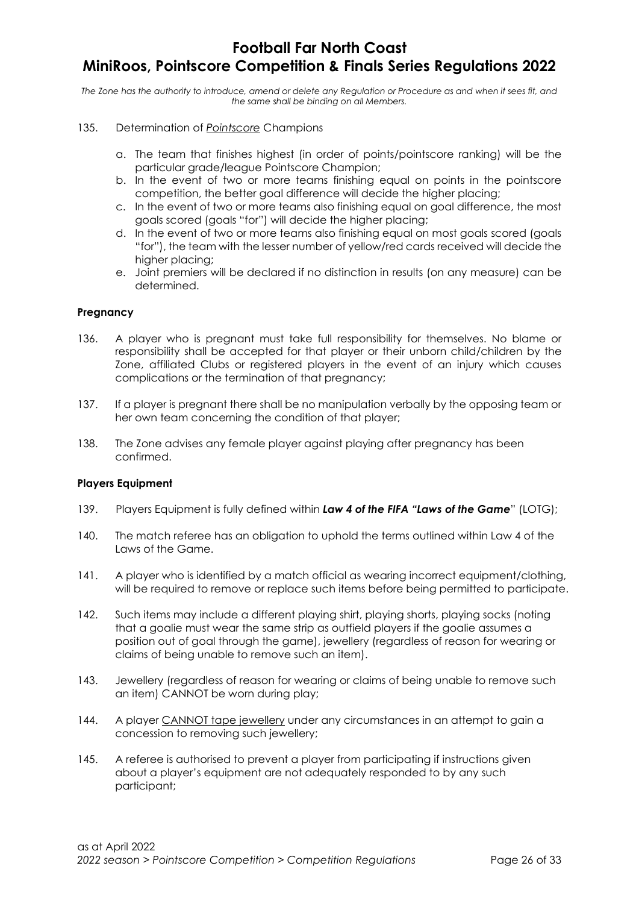135. Determination of <u>*Pointscore*</u> Champions

a. The team that finishes highest (in order of points/pointscore ranking) will be the particular grade/league Pointscore Champion;
b. In the event of two or more teams finishing equal on points in the pointscore competition, the better goal difference will decide the higher placing;
c. In the event of two or more teams also finishing equal on goal difference, the most goals scored (goals "for") will decide the higher placing;
d. In the event of two or more teams also finishing equal on most goals scored (goals "for"), the team with the lesser number of yellow/red cards received will decide the higher placing;
e. Joint premiers will be declared if no distinction in results (on any measure) can be determined.

**Pregnancy**

136. A player who is pregnant must take full responsibility for themselves. No blame or responsibility shall be accepted for that player or their unborn child/children by the Zone, affiliated Clubs or registered players in the event of an injury which causes complications or the termination of that pregnancy;

137. If a player is pregnant there shall be no manipulation verbally by the opposing team or her own team concerning the condition of that player;

138. The Zone advises any female player against playing after pregnancy has been confirmed.

**Players Equipment**

139. Players Equipment is fully defined within ***Law 4 of the FIFA "Laws of the Game***" (LOTG);

140. The match referee has an obligation to uphold the terms outlined within Law 4 of the Laws of the Game.

141. A player who is identified by a match official as wearing incorrect equipment/clothing, will be required to remove or replace such items before being permitted to participate.

142. Such items may include a different playing shirt, playing shorts, playing socks (noting that a goalie must wear the same strip as outfield players if the goalie assumes a position out of goal through the game), jewellery (regardless of reason for wearing or claims of being unable to remove such an item).

143. Jewellery (regardless of reason for wearing or claims of being unable to remove such an item) CANNOT be worn during play;

144. A player <u>CANNOT tape jewellery</u> under any circumstances in an attempt to gain a concession to removing such jewellery;

145. A referee is authorised to prevent a player from participating if instructions given about a player's equipment are not adequately responded to by any such participant;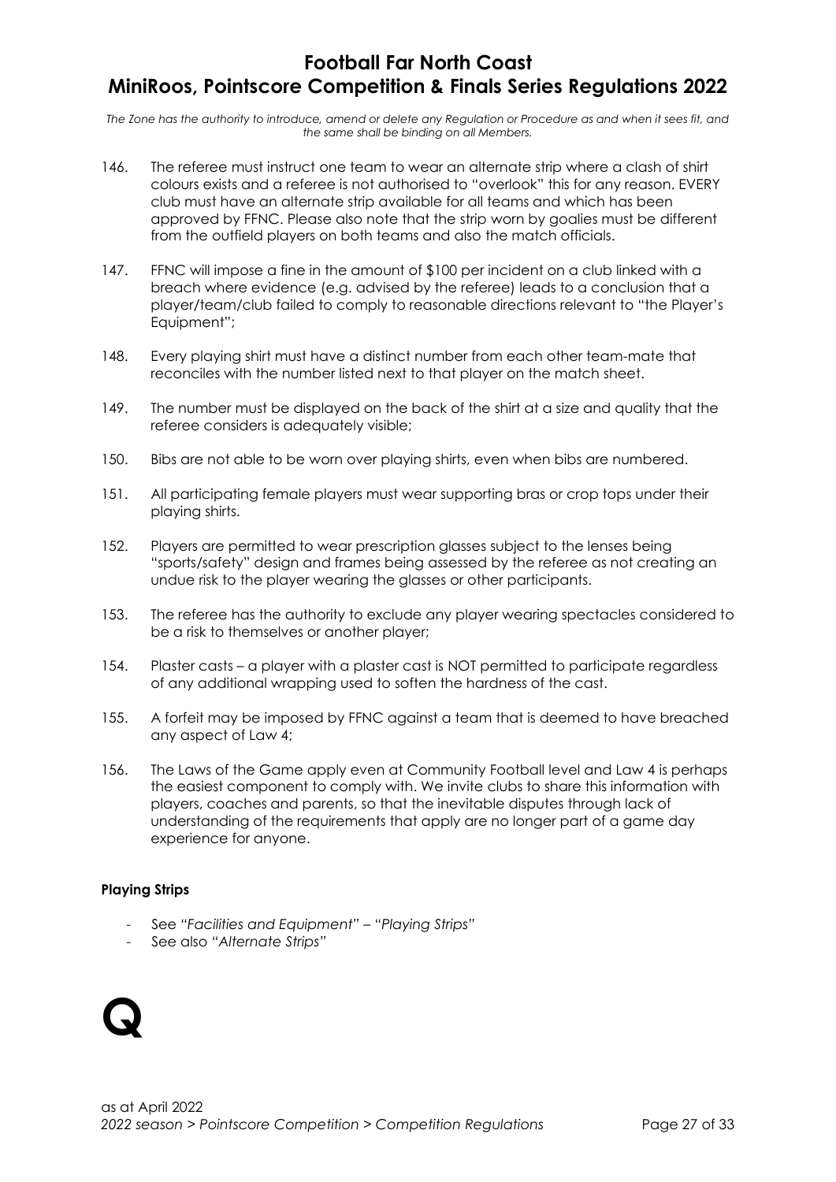146. The referee must instruct one team to wear an alternate strip where a clash of shirt colours exists and a referee is not authorised to "overlook" this for any reason. EVERY club must have an alternate strip available for all teams and which has been approved by FFNC. Please also note that the strip worn by goalies must be different from the outfield players on both teams and also the match officials.

147. FFNC will impose a fine in the amount of $100 per incident on a club linked with a breach where evidence (e.g. advised by the referee) leads to a conclusion that a player/team/club failed to comply to reasonable directions relevant to "the Player's Equipment";

148. Every playing shirt must have a distinct number from each other team-mate that reconciles with the number listed next to that player on the match sheet.

149. The number must be displayed on the back of the shirt at a size and quality that the referee considers is adequately visible;

150. Bibs are not able to be worn over playing shirts, even when bibs are numbered.

151. All participating female players must wear supporting bras or crop tops under their playing shirts.

152. Players are permitted to wear prescription glasses subject to the lenses being "sports/safety" design and frames being assessed by the referee as not creating an undue risk to the player wearing the glasses or other participants.

153. The referee has the authority to exclude any player wearing spectacles considered to be a risk to themselves or another player;

154. Plaster casts – a player with a plaster cast is NOT permitted to participate regardless of any additional wrapping used to soften the hardness of the cast.

155. A forfeit may be imposed by FFNC against a team that is deemed to have breached any aspect of Law 4;

156. The Laws of the Game apply even at Community Football level and Law 4 is perhaps the easiest component to comply with. We invite clubs to share this information with players, coaches and parents, so that the inevitable disputes through lack of understanding of the requirements that apply are no longer part of a game day experience for anyone.

**Playing Strips**

- See *"Facilities and Equipment" – "Playing Strips"*
- See also *"Alternate Strips"*

# Q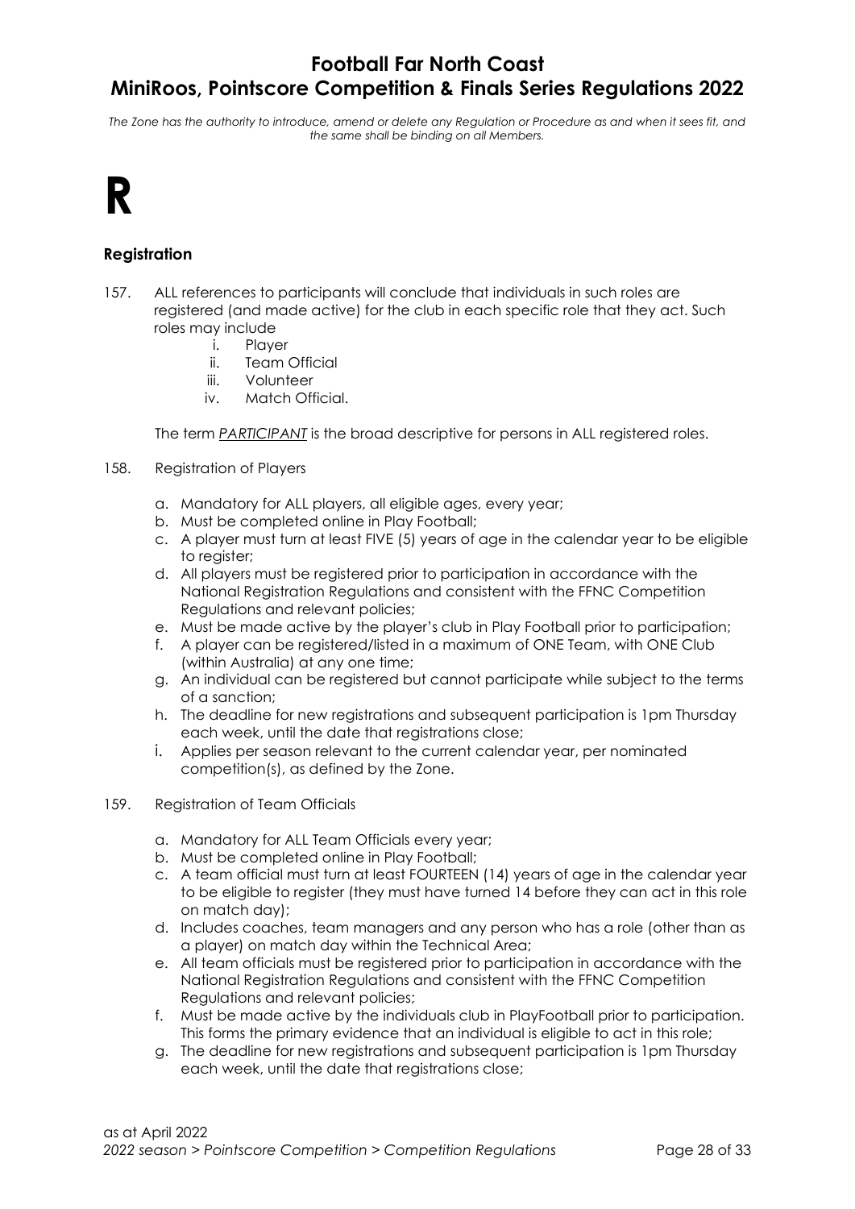*The Zone has the authority to introduce, amend or delete any Regulation or Procedure as and when it sees fit, and the same shall be binding on all Members.*

# R

### Registration

157. ALL references to participants will conclude that individuals in such roles are registered (and made active) for the club in each specific role that they act. Such roles may include
    i. Player
    ii. Team Official
    iii. Volunteer
    iv. Match Official.

    The term ***PARTICIPANT*** is the broad descriptive for persons in ALL registered roles.

158. Registration of Players
    a. Mandatory for ALL players, all eligible ages, every year;
    b. Must be completed online in Play Football;
    c. A player must turn at least FIVE (5) years of age in the calendar year to be eligible to register;
    d. All players must be registered prior to participation in accordance with the National Registration Regulations and consistent with the FFNC Competition Regulations and relevant policies;
    e. Must be made active by the player's club in Play Football prior to participation;
    f. A player can be registered/listed in a maximum of ONE Team, with ONE Club (within Australia) at any one time;
    g. An individual can be registered but cannot participate while subject to the terms of a sanction;
    h. The deadline for new registrations and subsequent participation is 1pm Thursday each week, until the date that registrations close;
    i. Applies per season relevant to the current calendar year, per nominated competition(s), as defined by the Zone.

159. Registration of Team Officials
    a. Mandatory for ALL Team Officials every year;
    b. Must be completed online in Play Football;
    c. A team official must turn at least FOURTEEN (14) years of age in the calendar year to be eligible to register (they must have turned 14 before they can act in this role on match day);
    d. Includes coaches, team managers and any person who has a role (other than as a player) on match day within the Technical Area;
    e. All team officials must be registered prior to participation in accordance with the National Registration Regulations and consistent with the FFNC Competition Regulations and relevant policies;
    f. Must be made active by the individuals club in PlayFootball prior to participation. This forms the primary evidence that an individual is eligible to act in this role;
    g. The deadline for new registrations and subsequent participation is 1pm Thursday each week, until the date that registrations close;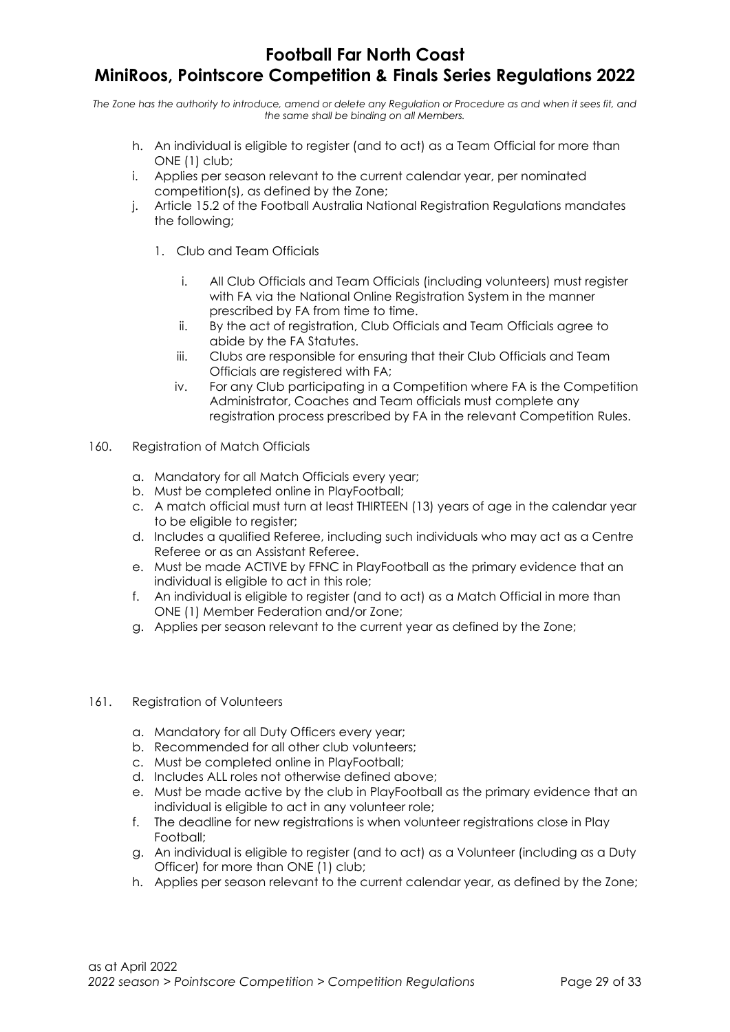h. An individual is eligible to register (and to act) as a Team Official for more than ONE (1) club;
i. Applies per season relevant to the current calendar year, per nominated competition(s), as defined by the Zone;
j. Article 15.2 of the Football Australia National Registration Regulations mandates the following;

    1. Club and Team Officials

        i. All Club Officials and Team Officials (including volunteers) must register with FA via the National Online Registration System in the manner prescribed by FA from time to time.
        ii. By the act of registration, Club Officials and Team Officials agree to abide by the FA Statutes.
        iii. Clubs are responsible for ensuring that their Club Officials and Team Officials are registered with FA;
        iv. For any Club participating in a Competition where FA is the Competition Administrator, Coaches and Team officials must complete any registration process prescribed by FA in the relevant Competition Rules.

160. Registration of Match Officials

a. Mandatory for all Match Officials every year;
b. Must be completed online in PlayFootball;
c. A match official must turn at least THIRTEEN (13) years of age in the calendar year to be eligible to register;
d. Includes a qualified Referee, including such individuals who may act as a Centre Referee or as an Assistant Referee.
e. Must be made ACTIVE by FFNC in PlayFootball as the primary evidence that an individual is eligible to act in this role;
f. An individual is eligible to register (and to act) as a Match Official in more than ONE (1) Member Federation and/or Zone;
g. Applies per season relevant to the current year as defined by the Zone;

161. Registration of Volunteers

a. Mandatory for all Duty Officers every year;
b. Recommended for all other club volunteers;
c. Must be completed online in PlayFootball;
d. Includes ALL roles not otherwise defined above;
e. Must be made active by the club in PlayFootball as the primary evidence that an individual is eligible to act in any volunteer role;
f. The deadline for new registrations is when volunteer registrations close in Play Football;
g. An individual is eligible to register (and to act) as a Volunteer (including as a Duty Officer) for more than ONE (1) club;
h. Applies per season relevant to the current calendar year, as defined by the Zone;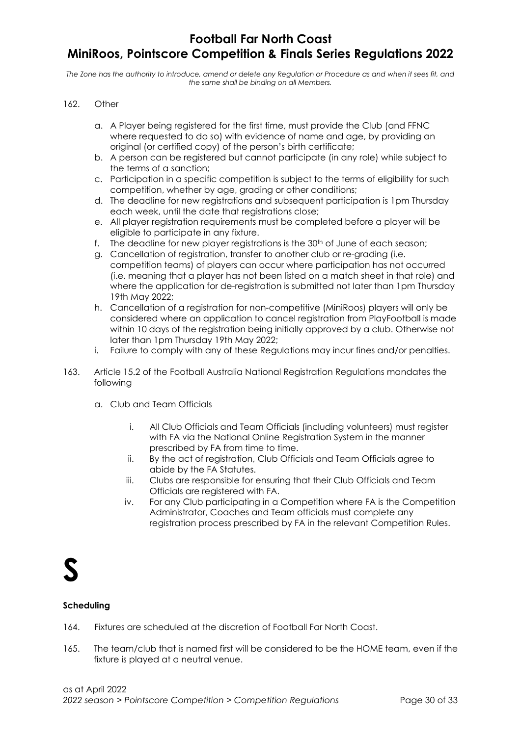162. Other

    a. A Player being registered for the first time, must provide the Club (and FFNC where requested to do so) with evidence of name and age, by providing an original (or certified copy) of the person's birth certificate;
    b. A person can be registered but cannot participate (in any role) while subject to the terms of a sanction;
    c. Participation in a specific competition is subject to the terms of eligibility for such competition, whether by age, grading or other conditions;
    d. The deadline for new registrations and subsequent participation is 1pm Thursday each week, until the date that registrations close;
    e. All player registration requirements must be completed before a player will be eligible to participate in any fixture.
    f. The deadline for new player registrations is the 30th of June of each season;
    g. Cancellation of registration, transfer to another club or re-grading (i.e. competition teams) of players can occur where participation has not occurred (i.e. meaning that a player has not been listed on a match sheet in that role) and where the application for de-registration is submitted not later than 1pm Thursday 19th May 2022;
    h. Cancellation of a registration for non-competitive (MiniRoos) players will only be considered where an application to cancel registration from PlayFootball is made within 10 days of the registration being initially approved by a club. Otherwise not later than 1pm Thursday 19th May 2022;
    i. Failure to comply with any of these Regulations may incur fines and/or penalties.

163. Article 15.2 of the Football Australia National Registration Regulations mandates the following

    a. Club and Team Officials

        i. All Club Officials and Team Officials (including volunteers) must register with FA via the National Online Registration System in the manner prescribed by FA from time to time.
        ii. By the act of registration, Club Officials and Team Officials agree to abide by the FA Statutes.
        iii. Clubs are responsible for ensuring that their Club Officials and Team Officials are registered with FA.
        iv. For any Club participating in a Competition where FA is the Competition Administrator, Coaches and Team officials must complete any registration process prescribed by FA in the relevant Competition Rules.

# S

### Scheduling

164. Fixtures are scheduled at the discretion of Football Far North Coast.

165. The team/club that is named first will be considered to be the HOME team, even if the fixture is played at a neutral venue.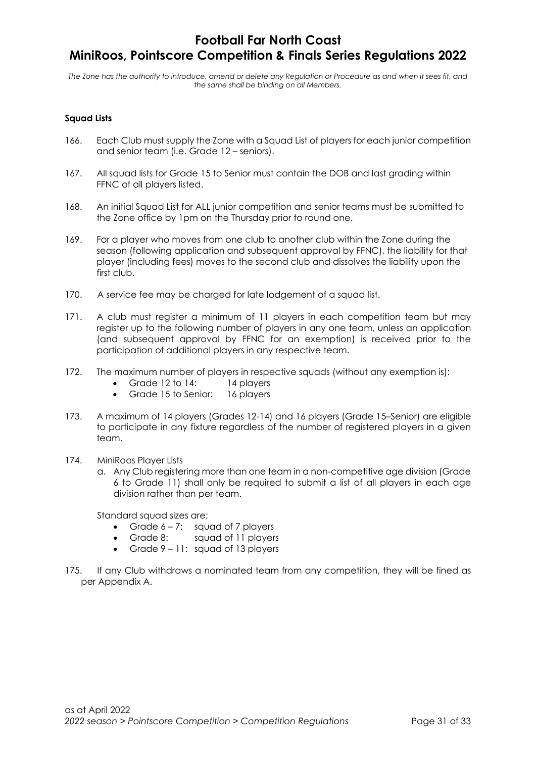**Squad Lists**

166. Each Club must supply the Zone with a Squad List of players for each junior competition and senior team (i.e. Grade 12 – seniors).

167. All squad lists for Grade 15 to Senior must contain the DOB and last grading within FFNC of all players listed.

168. An initial Squad List for ALL junior competition and senior teams must be submitted to the Zone office by 1pm on the Thursday prior to round one.

169. For a player who moves from one club to another club within the Zone during the season (following application and subsequent approval by FFNC), the liability for that player (including fees) moves to the second club and dissolves the liability upon the first club.

170. A service fee may be charged for late lodgement of a squad list.

171. A club must register a minimum of 11 players in each competition team but may register up to the following number of players in any one team, unless an application (and subsequent approval by FFNC for an exemption) is received prior to the participation of additional players in any respective team.

172. The maximum number of players in respective squads (without any exemption is):
    - Grade 12 to 14: 14 players
    - Grade 15 to Senior: 16 players

173. A maximum of 14 players (Grades 12-14) and 16 players (Grade 15–Senior) are eligible to participate in any fixture regardless of the number of registered players in a given team.

174. MiniRoos Player Lists
    a. Any Club registering more than one team in a non-competitive age division (Grade 6 to Grade 11) shall only be required to submit a list of all players in each age division rather than per team.

    Standard squad sizes are;
    - Grade 6 – 7: squad of 7 players
    - Grade 8: squad of 11 players
    - Grade 9 – 11: squad of 13 players

175. If any Club withdraws a nominated team from any competition, they will be fined as per Appendix A.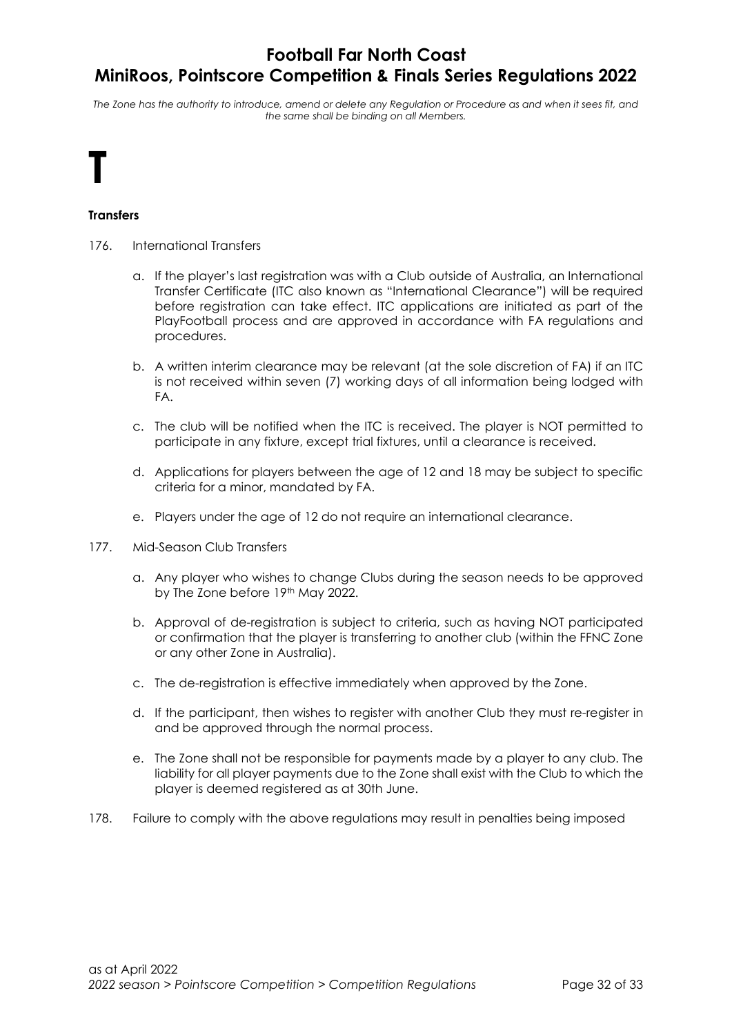# T

**Transfers**

176. International Transfers

  a. If the player's last registration was with a Club outside of Australia, an International Transfer Certificate (ITC also known as "International Clearance") will be required before registration can take effect. ITC applications are initiated as part of the PlayFootball process and are approved in accordance with FA regulations and procedures.

  b. A written interim clearance may be relevant (at the sole discretion of FA) if an ITC is not received within seven (7) working days of all information being lodged with FA.

  c. The club will be notified when the ITC is received. The player is NOT permitted to participate in any fixture, except trial fixtures, until a clearance is received.

  d. Applications for players between the age of 12 and 18 may be subject to specific criteria for a minor, mandated by FA.

  e. Players under the age of 12 do not require an international clearance.

177. Mid-Season Club Transfers

  a. Any player who wishes to change Clubs during the season needs to be approved by The Zone before 19th May 2022.

  b. Approval of de-registration is subject to criteria, such as having NOT participated or confirmation that the player is transferring to another club (within the FFNC Zone or any other Zone in Australia).

  c. The de-registration is effective immediately when approved by the Zone.

  d. If the participant, then wishes to register with another Club they must re-register in and be approved through the normal process.

  e. The Zone shall not be responsible for payments made by a player to any club. The liability for all player payments due to the Zone shall exist with the Club to which the player is deemed registered as at 30th June.

178. Failure to comply with the above regulations may result in penalties being imposed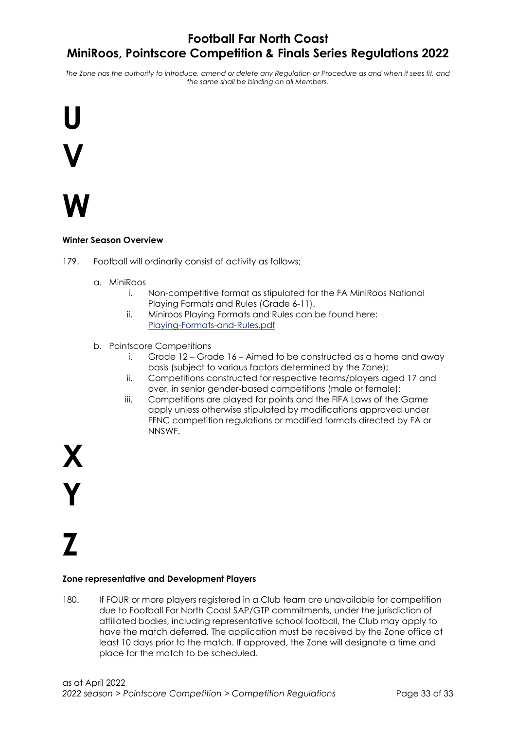# U

# V

# W

**Winter Season Overview**

179. Football will ordinarily consist of activity as follows;

   a. MiniRoos
      i. Non-competitive format as stipulated for the FA MiniRoos National Playing Formats and Rules (Grade 6-11).
      ii. Miniroos Playing Formats and Rules can be found here: [Playing-Formats-and-Rules.pdf]()

   b. Pointscore Competitions
      i. Grade 12 – Grade 16 – Aimed to be constructed as a home and away basis (subject to various factors determined by the Zone);
      ii. Competitions constructed for respective teams/players aged 17 and over, in senior gender-based competitions (male or female);
      iii. Competitions are played for points and the FIFA Laws of the Game apply unless otherwise stipulated by modifications approved under FFNC competition regulations or modified formats directed by FA or NNSWF.

# X

# Y

# Z

**Zone representative and Development Players**

180. If FOUR or more players registered in a Club team are unavailable for competition due to Football Far North Coast SAP/GTP commitments, under the jurisdiction of affiliated bodies, including representative school football, the Club may apply to have the match deferred. The application must be received by the Zone office at least 10 days prior to the match. If approved, the Zone will designate a time and place for the match to be scheduled.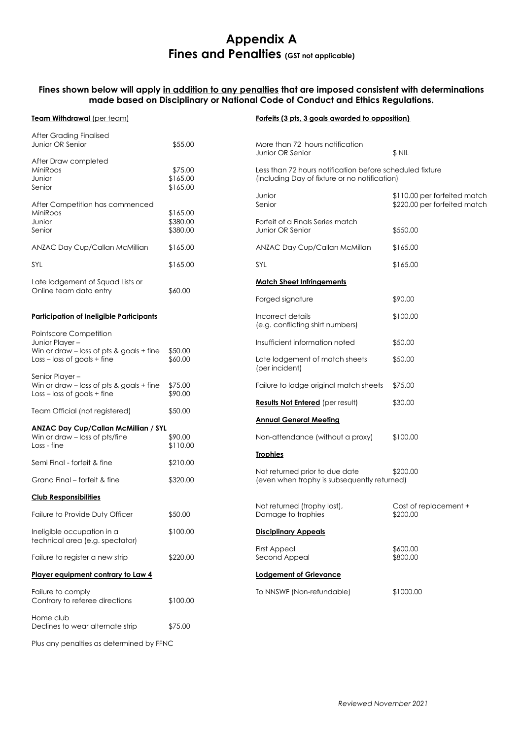# Appendix A

## Fines and Penalties (GST not applicable)

**Fines shown below will apply <u>in addition to any penalties</u> that are imposed consistent with determinations made based on Disciplinary or National Code of Conduct and Ethics Regulations.**

**<u>Team Withdrawal</u>** (per team)

| | |
|---|---|
| After Grading Finalised<br>Junior OR Senior | $55.00 |
| After Draw completed<br>MiniRoos<br>Junior<br>Senior | <br>$75.00<br>$165.00<br>$165.00 |
| After Competition has commenced<br>MiniRoos<br>Junior<br>Senior | <br>$165.00<br>$380.00<br>$380.00 |
| ANZAC Day Cup/Callan McMillian | $165.00 |
| SYL | $165.00 |
| Late lodgement of Squad Lists or Online team data entry | $60.00 |

**<u>Participation of Ineligible Participants</u>**

| | |
|---|---|
| Pointscore Competition<br>Junior Player –<br>Win or draw – loss of pts & goals + fine<br>Loss – loss of goals + fine | <br><br>$50.00<br>$60.00 |
| Senior Player –<br>Win or draw – loss of pts & goals + fine<br>Loss – loss of goals + fine | <br>$75.00<br>$90.00 |
| Team Official (not registered) | $50.00 |

**ANZAC Day Cup/Callan McMillian / SYL**

| | |
|---|---|
| Win or draw – loss of pts/fine | $90.00 |
| Loss - fine | $110.00 |
| Semi Final - forfeit & fine | $210.00 |
| Grand Final – forfeit & fine | $320.00 |

**<u>Club Responsibilities</u>**

| | |
|---|---|
| Failure to Provide Duty Officer | $50.00 |
| Ineligible occupation in a technical area (e.g. spectator) | $100.00 |
| Failure to register a new strip | $220.00 |

**<u>Player equipment contrary to Law 4</u>**

| | |
|---|---|
| Failure to comply<br>Contrary to referee directions | $100.00 |
| Home club<br>Declines to wear alternate strip | $75.00 |

Plus any penalties as determined by FFNC

**<u>Forfeits (3 pts, 3 goals awarded to opposition)</u>**

| | |
|---|---|
| More than 72 hours notification<br>Junior OR Senior | $ NIL |
| Less than 72 hours notification before scheduled fixture (including Day of fixture or no notification) | |
| Junior | $110.00 per forfeited match |
| Senior | $220.00 per forfeited match |
| Forfeit of a Finals Series match<br>Junior OR Senior | $550.00 |
| ANZAC Day Cup/Callan McMillan | $165.00 |
| SYL | $165.00 |

**<u>Match Sheet Infringements</u>**

| | |
|---|---|
| Forged signature | $90.00 |
| Incorrect details<br>(e.g. conflicting shirt numbers) | $100.00 |
| Insufficient information noted | $50.00 |
| Late lodgement of match sheets (per incident) | $50.00 |
| Failure to lodge original match sheets | $75.00 |

**<u>Results Not Entered</u>** (per result) $30.00

**<u>Annual General Meeting</u>**

| | |
|---|---|
| Non-attendance (without a proxy) | $100.00 |

**<u>Trophies</u>**

| | |
|---|---|
| Not returned prior to due date<br>(even when trophy is subsequently returned) | $200.00 |
| Not returned (trophy lost),<br>Damage to trophies | Cost of replacement +<br>$200.00 |

**<u>Disciplinary Appeals</u>**

| | |
|---|---|
| First Appeal | $600.00 |
| Second Appeal | $800.00 |

**<u>Lodgement of Grievance</u>**

| | |
|---|---|
| To NNSWF (Non-refundable) | $1000.00 |

*Reviewed November 2021*